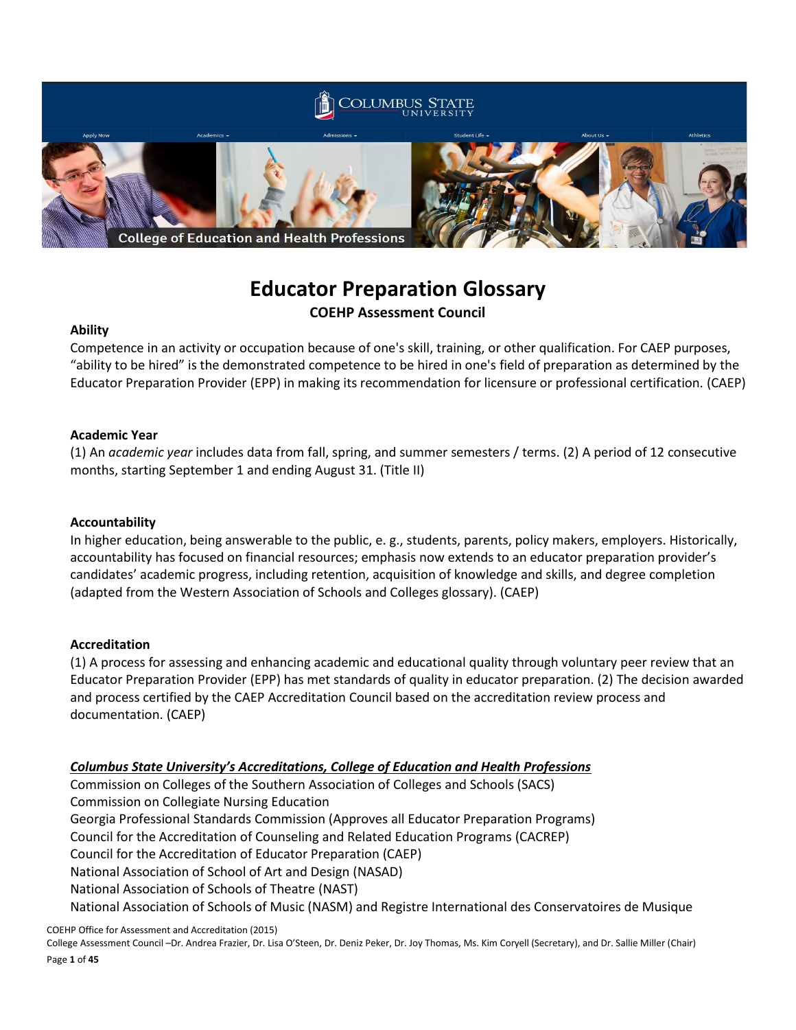# Educator Preparation Glossary

## COEHP Assessment Council

**Ability**

Competence in an activity or occupation because of one's skill, training, or other qualification. For CAEP purposes, "ability to be hired" is the demonstrated competence to be hired in one's field of preparation as determined by the Educator Preparation Provider (EPP) in making its recommendation for licensure or professional certification. (CAEP)

**Academic Year**

(1) An *academic year* includes data from fall, spring, and summer semesters / terms. (2) A period of 12 consecutive months, starting September 1 and ending August 31. (Title II)

**Accountability**

In higher education, being answerable to the public, e. g., students, parents, policy makers, employers. Historically, accountability has focused on financial resources; emphasis now extends to an educator preparation provider's candidates' academic progress, including retention, acquisition of knowledge and skills, and degree completion (adapted from the Western Association of Schools and Colleges glossary). (CAEP)

**Accreditation**

(1) A process for assessing and enhancing academic and educational quality through voluntary peer review that an Educator Preparation Provider (EPP) has met standards of quality in educator preparation. (2) The decision awarded and process certified by the CAEP Accreditation Council based on the accreditation review process and documentation. (CAEP)

***Columbus State University's Accreditations, College of Education and Health Professions***

Commission on Colleges of the Southern Association of Colleges and Schools (SACS)
Commission on Collegiate Nursing Education
Georgia Professional Standards Commission (Approves all Educator Preparation Programs)
Council for the Accreditation of Counseling and Related Education Programs (CACREP)
Council for the Accreditation of Educator Preparation (CAEP)
National Association of School of Art and Design (NASAD)
National Association of Schools of Theatre (NAST)
National Association of Schools of Music (NASM) and Registre International des Conservatoires de Musique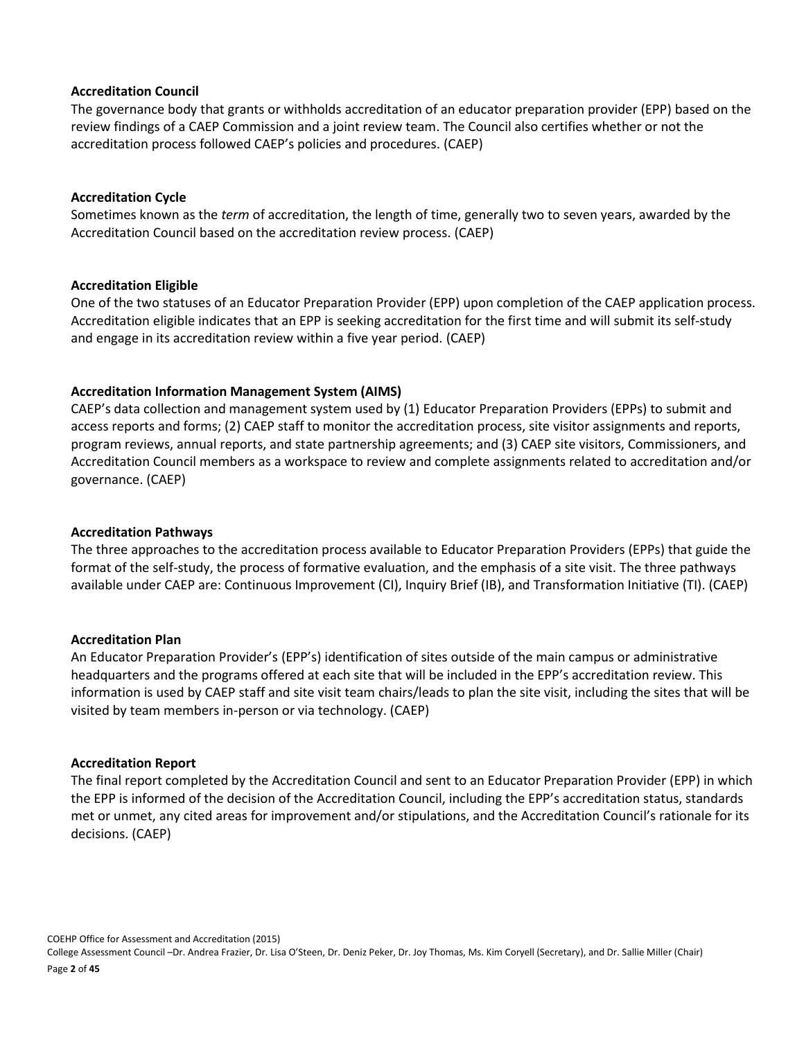**Accreditation Council**
The governance body that grants or withholds accreditation of an educator preparation provider (EPP) based on the review findings of a CAEP Commission and a joint review team. The Council also certifies whether or not the accreditation process followed CAEP's policies and procedures. (CAEP)

**Accreditation Cycle**
Sometimes known as the *term* of accreditation, the length of time, generally two to seven years, awarded by the Accreditation Council based on the accreditation review process. (CAEP)

**Accreditation Eligible**
One of the two statuses of an Educator Preparation Provider (EPP) upon completion of the CAEP application process. Accreditation eligible indicates that an EPP is seeking accreditation for the first time and will submit its self-study and engage in its accreditation review within a five year period. (CAEP)

**Accreditation Information Management System (AIMS)**
CAEP's data collection and management system used by (1) Educator Preparation Providers (EPPs) to submit and access reports and forms; (2) CAEP staff to monitor the accreditation process, site visitor assignments and reports, program reviews, annual reports, and state partnership agreements; and (3) CAEP site visitors, Commissioners, and Accreditation Council members as a workspace to review and complete assignments related to accreditation and/or governance. (CAEP)

**Accreditation Pathways**
The three approaches to the accreditation process available to Educator Preparation Providers (EPPs) that guide the format of the self-study, the process of formative evaluation, and the emphasis of a site visit. The three pathways available under CAEP are: Continuous Improvement (CI), Inquiry Brief (IB), and Transformation Initiative (TI). (CAEP)

**Accreditation Plan**
An Educator Preparation Provider's (EPP's) identification of sites outside of the main campus or administrative headquarters and the programs offered at each site that will be included in the EPP's accreditation review. This information is used by CAEP staff and site visit team chairs/leads to plan the site visit, including the sites that will be visited by team members in-person or via technology. (CAEP)

**Accreditation Report**
The final report completed by the Accreditation Council and sent to an Educator Preparation Provider (EPP) in which the EPP is informed of the decision of the Accreditation Council, including the EPP's accreditation status, standards met or unmet, any cited areas for improvement and/or stipulations, and the Accreditation Council's rationale for its decisions. (CAEP)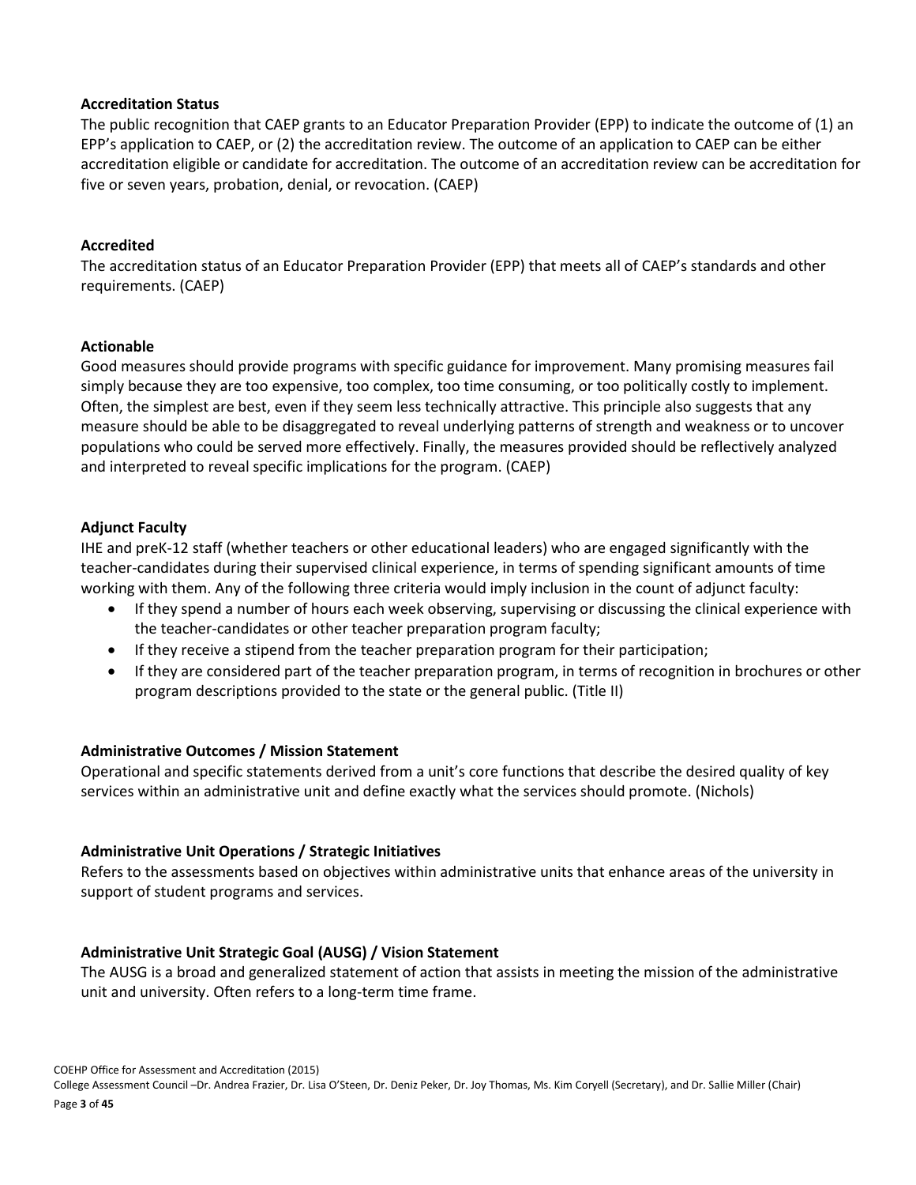**Accreditation Status**

The public recognition that CAEP grants to an Educator Preparation Provider (EPP) to indicate the outcome of (1) an EPP's application to CAEP, or (2) the accreditation review. The outcome of an application to CAEP can be either accreditation eligible or candidate for accreditation. The outcome of an accreditation review can be accreditation for five or seven years, probation, denial, or revocation. (CAEP)

**Accredited**

The accreditation status of an Educator Preparation Provider (EPP) that meets all of CAEP's standards and other requirements. (CAEP)

**Actionable**

Good measures should provide programs with specific guidance for improvement. Many promising measures fail simply because they are too expensive, too complex, too time consuming, or too politically costly to implement. Often, the simplest are best, even if they seem less technically attractive. This principle also suggests that any measure should be able to be disaggregated to reveal underlying patterns of strength and weakness or to uncover populations who could be served more effectively. Finally, the measures provided should be reflectively analyzed and interpreted to reveal specific implications for the program. (CAEP)

**Adjunct Faculty**

IHE and preK-12 staff (whether teachers or other educational leaders) who are engaged significantly with the teacher-candidates during their supervised clinical experience, in terms of spending significant amounts of time working with them. Any of the following three criteria would imply inclusion in the count of adjunct faculty:

- If they spend a number of hours each week observing, supervising or discussing the clinical experience with the teacher-candidates or other teacher preparation program faculty;
- If they receive a stipend from the teacher preparation program for their participation;
- If they are considered part of the teacher preparation program, in terms of recognition in brochures or other program descriptions provided to the state or the general public. (Title II)

**Administrative Outcomes / Mission Statement**

Operational and specific statements derived from a unit's core functions that describe the desired quality of key services within an administrative unit and define exactly what the services should promote. (Nichols)

**Administrative Unit Operations / Strategic Initiatives**

Refers to the assessments based on objectives within administrative units that enhance areas of the university in support of student programs and services.

**Administrative Unit Strategic Goal (AUSG) / Vision Statement**

The AUSG is a broad and generalized statement of action that assists in meeting the mission of the administrative unit and university. Often refers to a long-term time frame.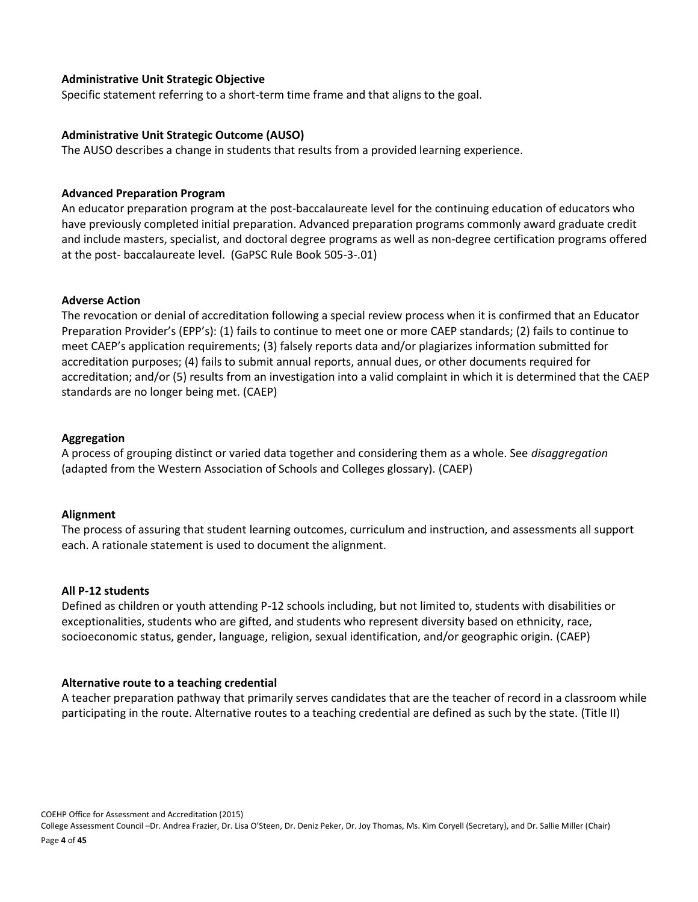**Administrative Unit Strategic Objective**

Specific statement referring to a short-term time frame and that aligns to the goal.

**Administrative Unit Strategic Outcome (AUSO)**

The AUSO describes a change in students that results from a provided learning experience.

**Advanced Preparation Program**

An educator preparation program at the post-baccalaureate level for the continuing education of educators who have previously completed initial preparation. Advanced preparation programs commonly award graduate credit and include masters, specialist, and doctoral degree programs as well as non-degree certification programs offered at the post- baccalaureate level. (GaPSC Rule Book 505-3-.01)

**Adverse Action**

The revocation or denial of accreditation following a special review process when it is confirmed that an Educator Preparation Provider's (EPP's): (1) fails to continue to meet one or more CAEP standards; (2) fails to continue to meet CAEP's application requirements; (3) falsely reports data and/or plagiarizes information submitted for accreditation purposes; (4) fails to submit annual reports, annual dues, or other documents required for accreditation; and/or (5) results from an investigation into a valid complaint in which it is determined that the CAEP standards are no longer being met. (CAEP)

**Aggregation**

A process of grouping distinct or varied data together and considering them as a whole. See *disaggregation* (adapted from the Western Association of Schools and Colleges glossary). (CAEP)

**Alignment**

The process of assuring that student learning outcomes, curriculum and instruction, and assessments all support each. A rationale statement is used to document the alignment.

**All P-12 students**

Defined as children or youth attending P-12 schools including, but not limited to, students with disabilities or exceptionalities, students who are gifted, and students who represent diversity based on ethnicity, race, socioeconomic status, gender, language, religion, sexual identification, and/or geographic origin. (CAEP)

**Alternative route to a teaching credential**

A teacher preparation pathway that primarily serves candidates that are the teacher of record in a classroom while participating in the route. Alternative routes to a teaching credential are defined as such by the state. (Title II)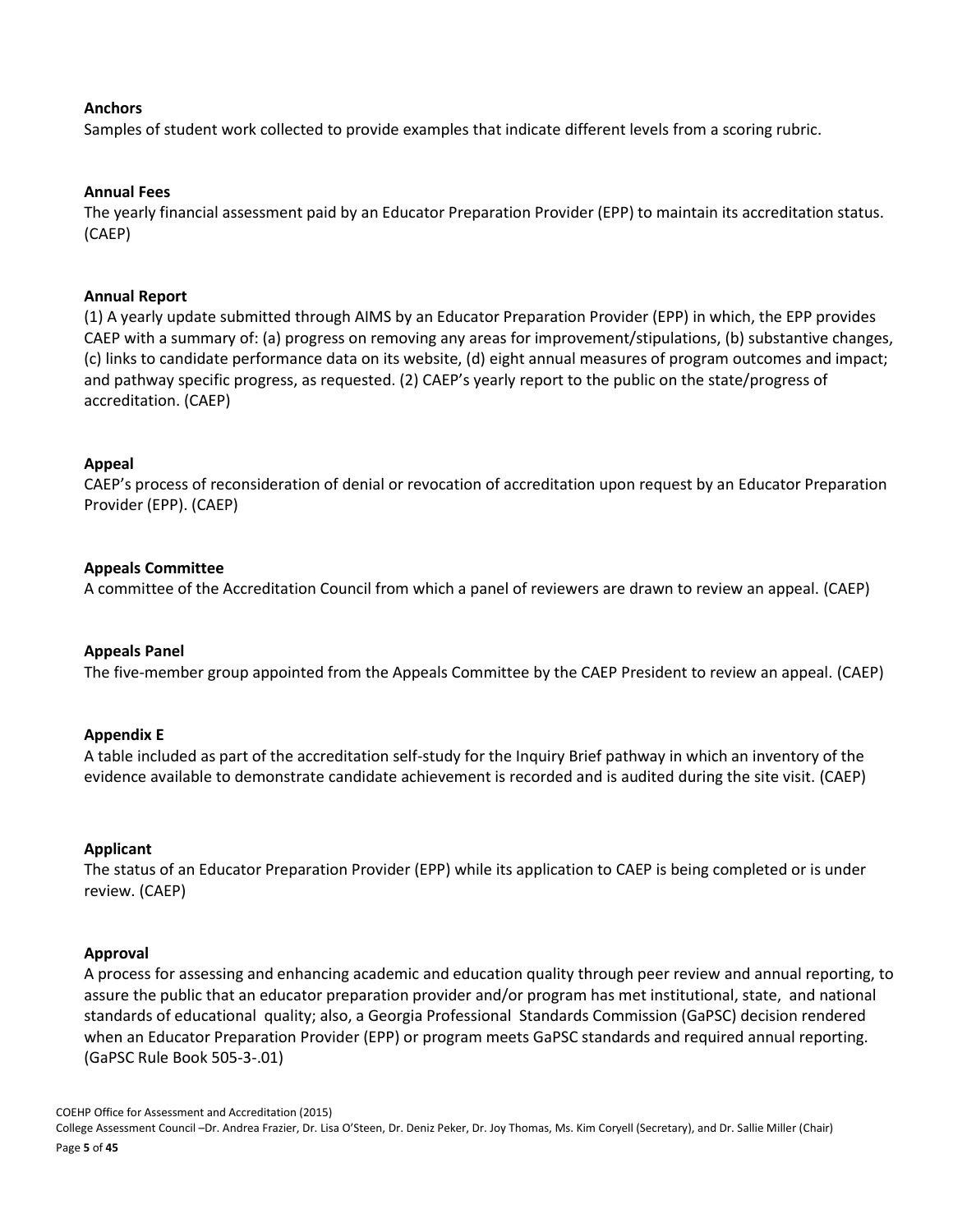**Anchors**
Samples of student work collected to provide examples that indicate different levels from a scoring rubric.

**Annual Fees**
The yearly financial assessment paid by an Educator Preparation Provider (EPP) to maintain its accreditation status. (CAEP)

**Annual Report**
(1) A yearly update submitted through AIMS by an Educator Preparation Provider (EPP) in which, the EPP provides CAEP with a summary of: (a) progress on removing any areas for improvement/stipulations, (b) substantive changes, (c) links to candidate performance data on its website, (d) eight annual measures of program outcomes and impact; and pathway specific progress, as requested. (2) CAEP's yearly report to the public on the state/progress of accreditation. (CAEP)

**Appeal**
CAEP's process of reconsideration of denial or revocation of accreditation upon request by an Educator Preparation Provider (EPP). (CAEP)

**Appeals Committee**
A committee of the Accreditation Council from which a panel of reviewers are drawn to review an appeal. (CAEP)

**Appeals Panel**
The five-member group appointed from the Appeals Committee by the CAEP President to review an appeal. (CAEP)

**Appendix E**
A table included as part of the accreditation self-study for the Inquiry Brief pathway in which an inventory of the evidence available to demonstrate candidate achievement is recorded and is audited during the site visit. (CAEP)

**Applicant**
The status of an Educator Preparation Provider (EPP) while its application to CAEP is being completed or is under review. (CAEP)

**Approval**
A process for assessing and enhancing academic and education quality through peer review and annual reporting, to assure the public that an educator preparation provider and/or program has met institutional, state, and national standards of educational quality; also, a Georgia Professional Standards Commission (GaPSC) decision rendered when an Educator Preparation Provider (EPP) or program meets GaPSC standards and required annual reporting. (GaPSC Rule Book 505-3-.01)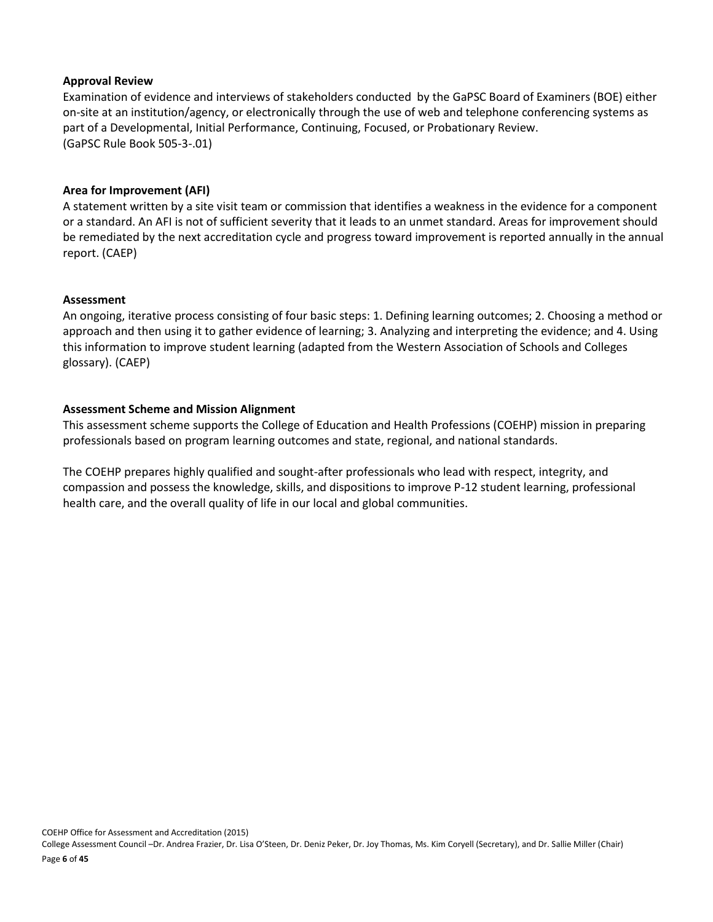**Approval Review**

Examination of evidence and interviews of stakeholders conducted by the GaPSC Board of Examiners (BOE) either on-site at an institution/agency, or electronically through the use of web and telephone conferencing systems as part of a Developmental, Initial Performance, Continuing, Focused, or Probationary Review.
(GaPSC Rule Book 505-3-.01)

**Area for Improvement (AFI)**

A statement written by a site visit team or commission that identifies a weakness in the evidence for a component or a standard. An AFI is not of sufficient severity that it leads to an unmet standard. Areas for improvement should be remediated by the next accreditation cycle and progress toward improvement is reported annually in the annual report. (CAEP)

**Assessment**

An ongoing, iterative process consisting of four basic steps: 1. Defining learning outcomes; 2. Choosing a method or approach and then using it to gather evidence of learning; 3. Analyzing and interpreting the evidence; and 4. Using this information to improve student learning (adapted from the Western Association of Schools and Colleges glossary). (CAEP)

**Assessment Scheme and Mission Alignment**

This assessment scheme supports the College of Education and Health Professions (COEHP) mission in preparing professionals based on program learning outcomes and state, regional, and national standards.

The COEHP prepares highly qualified and sought-after professionals who lead with respect, integrity, and compassion and possess the knowledge, skills, and dispositions to improve P-12 student learning, professional health care, and the overall quality of life in our local and global communities.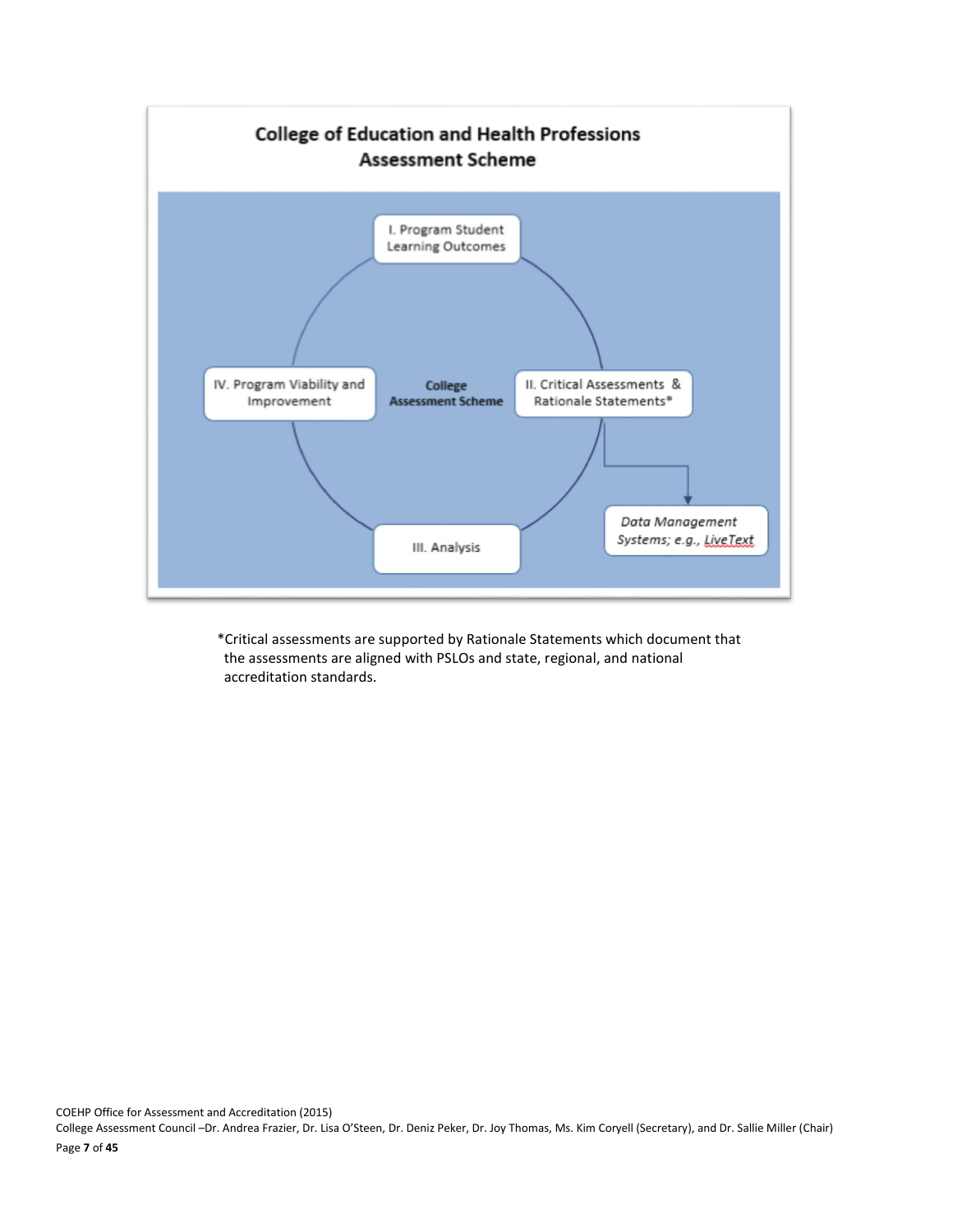## College of Education and Health Professions Assessment Scheme

College Assessment Scheme

- I. Program Student Learning Outcomes
- II. Critical Assessments & Rationale Statements*
  - *Data Management Systems; e.g., LiveText*
- III. Analysis
- IV. Program Viability and Improvement

*Critical assessments are supported by Rationale Statements which document that the assessments are aligned with PSLOs and state, regional, and national accreditation standards.

COEHP Office for Assessment and Accreditation (2015)
College Assessment Council –Dr. Andrea Frazier, Dr. Lisa O'Steen, Dr. Deniz Peker, Dr. Joy Thomas, Ms. Kim Coryell (Secretary), and Dr. Sallie Miller (Chair)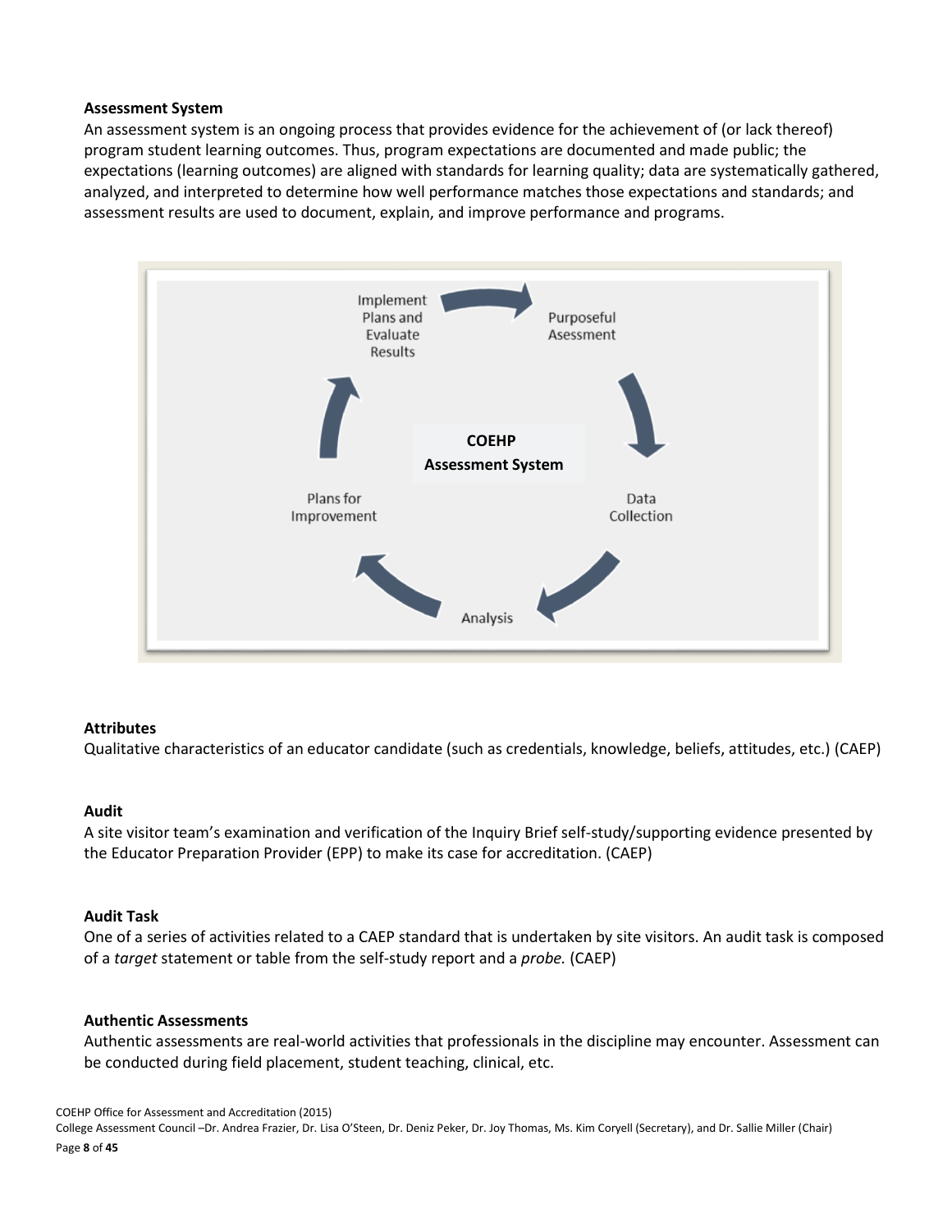**Assessment System**

An assessment system is an ongoing process that provides evidence for the achievement of (or lack thereof) program student learning outcomes. Thus, program expectations are documented and made public; the expectations (learning outcomes) are aligned with standards for learning quality; data are systematically gathered, analyzed, and interpreted to determine how well performance matches those expectations and standards; and assessment results are used to document, explain, and improve performance and programs.

**COEHP Assessment System**

- Purposeful Asessment
- Data Collection
- Analysis
- Plans for Improvement
- Implement Plans and Evaluate Results

**Attributes**

Qualitative characteristics of an educator candidate (such as credentials, knowledge, beliefs, attitudes, etc.) (CAEP)

**Audit**

A site visitor team's examination and verification of the Inquiry Brief self-study/supporting evidence presented by the Educator Preparation Provider (EPP) to make its case for accreditation. (CAEP)

**Audit Task**

One of a series of activities related to a CAEP standard that is undertaken by site visitors. An audit task is composed of a *target* statement or table from the self-study report and a *probe.* (CAEP)

**Authentic Assessments**

Authentic assessments are real-world activities that professionals in the discipline may encounter. Assessment can be conducted during field placement, student teaching, clinical, etc.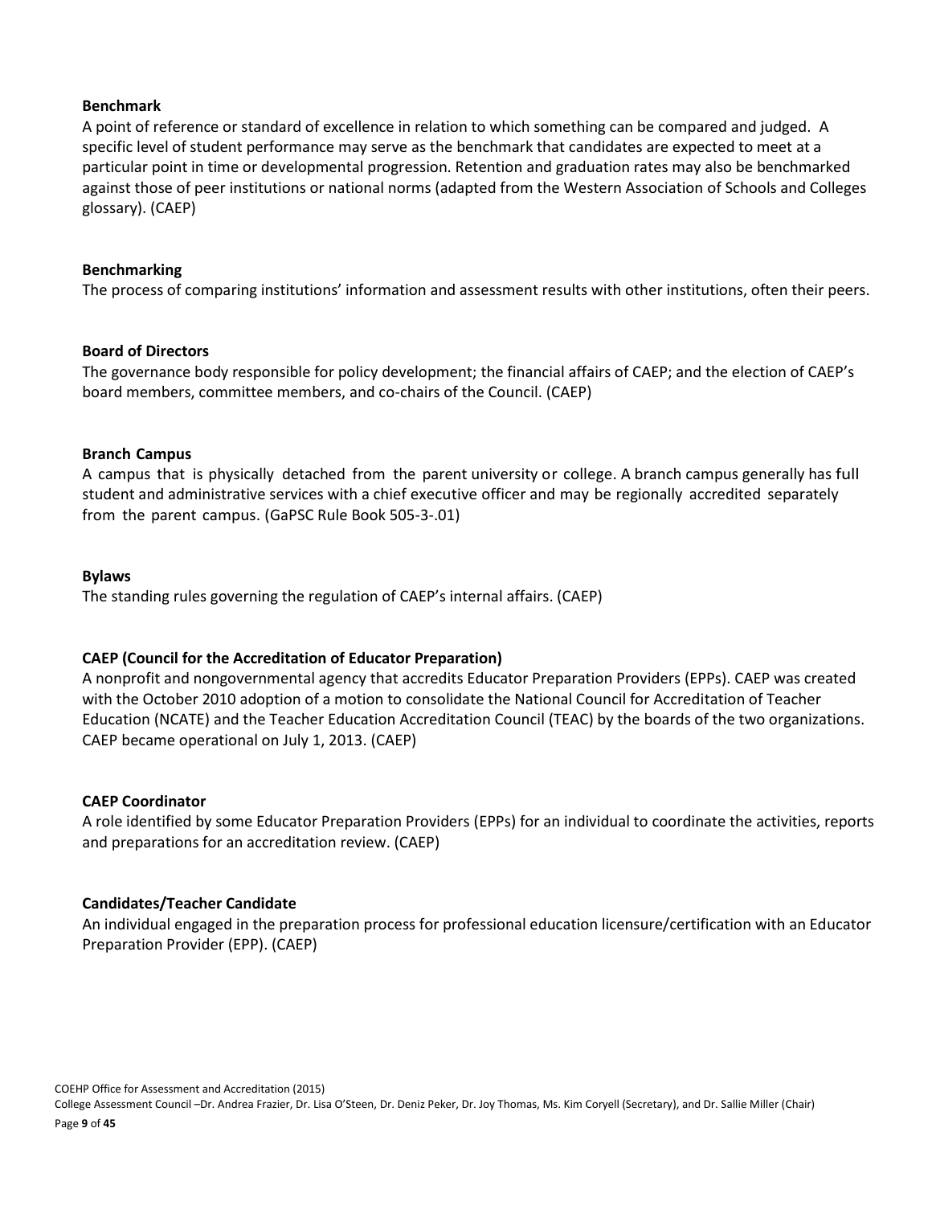**Benchmark**

A point of reference or standard of excellence in relation to which something can be compared and judged. A specific level of student performance may serve as the benchmark that candidates are expected to meet at a particular point in time or developmental progression. Retention and graduation rates may also be benchmarked against those of peer institutions or national norms (adapted from the Western Association of Schools and Colleges glossary). (CAEP)

**Benchmarking**

The process of comparing institutions' information and assessment results with other institutions, often their peers.

**Board of Directors**

The governance body responsible for policy development; the financial affairs of CAEP; and the election of CAEP's board members, committee members, and co-chairs of the Council. (CAEP)

**Branch Campus**

A campus that is physically detached from the parent university or college. A branch campus generally has full student and administrative services with a chief executive officer and may be regionally accredited separately from the parent campus. (GaPSC Rule Book 505-3-.01)

**Bylaws**

The standing rules governing the regulation of CAEP's internal affairs. (CAEP)

**CAEP (Council for the Accreditation of Educator Preparation)**

A nonprofit and nongovernmental agency that accredits Educator Preparation Providers (EPPs). CAEP was created with the October 2010 adoption of a motion to consolidate the National Council for Accreditation of Teacher Education (NCATE) and the Teacher Education Accreditation Council (TEAC) by the boards of the two organizations. CAEP became operational on July 1, 2013. (CAEP)

**CAEP Coordinator**

A role identified by some Educator Preparation Providers (EPPs) for an individual to coordinate the activities, reports and preparations for an accreditation review. (CAEP)

**Candidates/Teacher Candidate**

An individual engaged in the preparation process for professional education licensure/certification with an Educator Preparation Provider (EPP). (CAEP)

COEHP Office for Assessment and Accreditation (2015)

College Assessment Council –Dr. Andrea Frazier, Dr. Lisa O'Steen, Dr. Deniz Peker, Dr. Joy Thomas, Ms. Kim Coryell (Secretary), and Dr. Sallie Miller (Chair)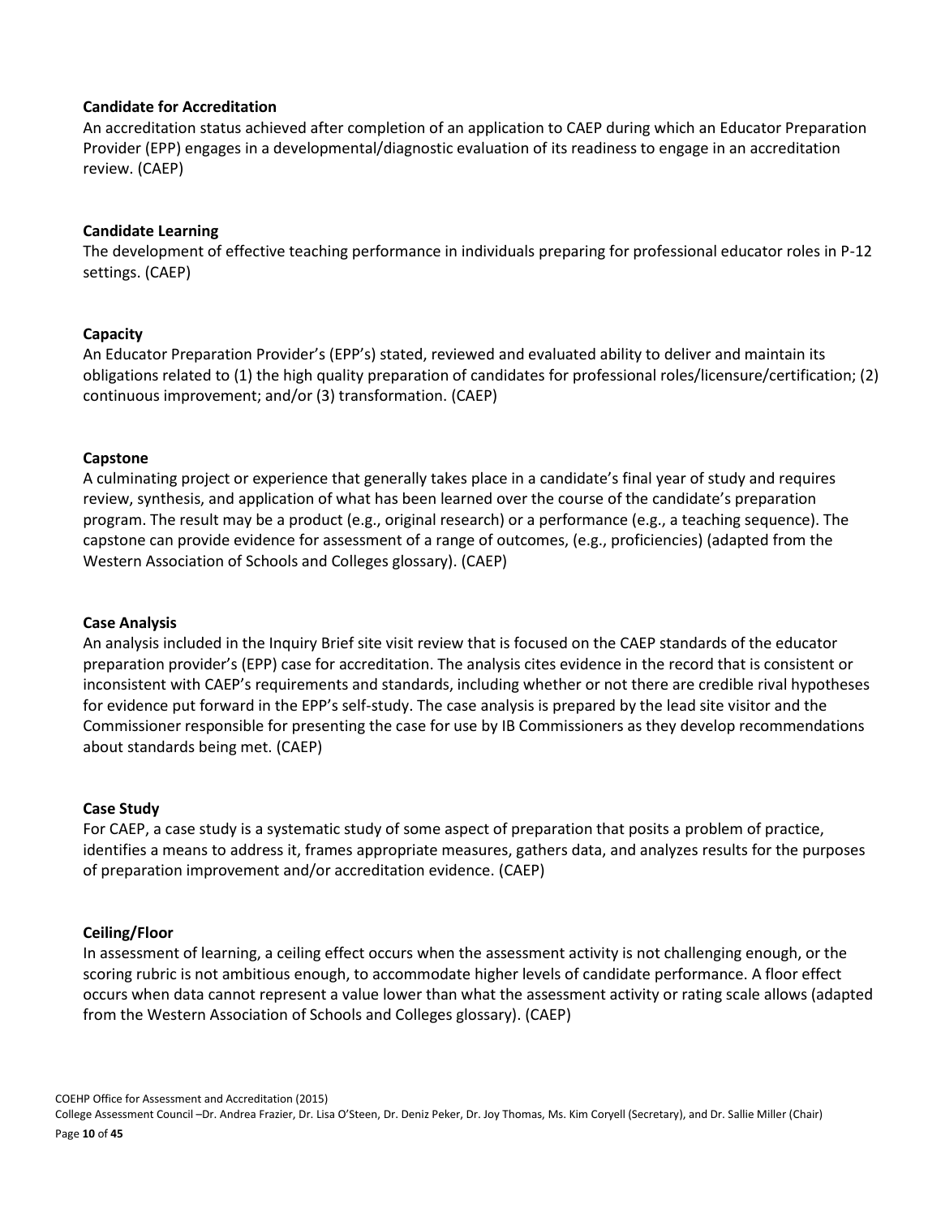**Candidate for Accreditation**

An accreditation status achieved after completion of an application to CAEP during which an Educator Preparation Provider (EPP) engages in a developmental/diagnostic evaluation of its readiness to engage in an accreditation review. (CAEP)

**Candidate Learning**

The development of effective teaching performance in individuals preparing for professional educator roles in P-12 settings. (CAEP)

**Capacity**

An Educator Preparation Provider's (EPP's) stated, reviewed and evaluated ability to deliver and maintain its obligations related to (1) the high quality preparation of candidates for professional roles/licensure/certification; (2) continuous improvement; and/or (3) transformation. (CAEP)

**Capstone**

A culminating project or experience that generally takes place in a candidate's final year of study and requires review, synthesis, and application of what has been learned over the course of the candidate's preparation program. The result may be a product (e.g., original research) or a performance (e.g., a teaching sequence). The capstone can provide evidence for assessment of a range of outcomes, (e.g., proficiencies) (adapted from the Western Association of Schools and Colleges glossary). (CAEP)

**Case Analysis**

An analysis included in the Inquiry Brief site visit review that is focused on the CAEP standards of the educator preparation provider's (EPP) case for accreditation. The analysis cites evidence in the record that is consistent or inconsistent with CAEP's requirements and standards, including whether or not there are credible rival hypotheses for evidence put forward in the EPP's self-study. The case analysis is prepared by the lead site visitor and the Commissioner responsible for presenting the case for use by IB Commissioners as they develop recommendations about standards being met. (CAEP)

**Case Study**

For CAEP, a case study is a systematic study of some aspect of preparation that posits a problem of practice, identifies a means to address it, frames appropriate measures, gathers data, and analyzes results for the purposes of preparation improvement and/or accreditation evidence. (CAEP)

**Ceiling/Floor**

In assessment of learning, a ceiling effect occurs when the assessment activity is not challenging enough, or the scoring rubric is not ambitious enough, to accommodate higher levels of candidate performance. A floor effect occurs when data cannot represent a value lower than what the assessment activity or rating scale allows (adapted from the Western Association of Schools and Colleges glossary). (CAEP)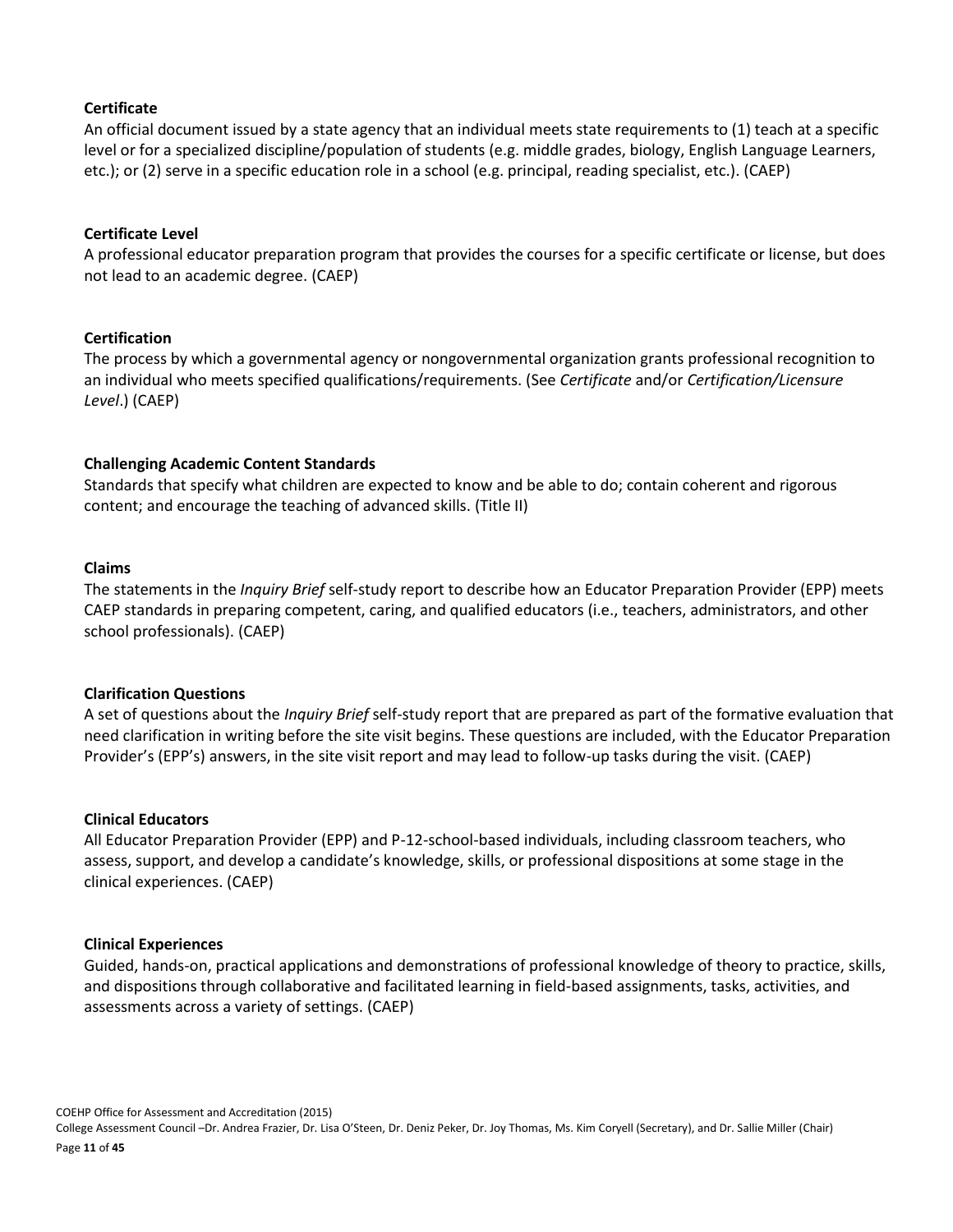**Certificate**

An official document issued by a state agency that an individual meets state requirements to (1) teach at a specific level or for a specialized discipline/population of students (e.g. middle grades, biology, English Language Learners, etc.); or (2) serve in a specific education role in a school (e.g. principal, reading specialist, etc.). (CAEP)

**Certificate Level**

A professional educator preparation program that provides the courses for a specific certificate or license, but does not lead to an academic degree. (CAEP)

**Certification**

The process by which a governmental agency or nongovernmental organization grants professional recognition to an individual who meets specified qualifications/requirements. (See *Certificate* and/or *Certification/Licensure Level*.) (CAEP)

**Challenging Academic Content Standards**

Standards that specify what children are expected to know and be able to do; contain coherent and rigorous content; and encourage the teaching of advanced skills. (Title II)

**Claims**

The statements in the *Inquiry Brief* self-study report to describe how an Educator Preparation Provider (EPP) meets CAEP standards in preparing competent, caring, and qualified educators (i.e., teachers, administrators, and other school professionals). (CAEP)

**Clarification Questions**

A set of questions about the *Inquiry Brief* self-study report that are prepared as part of the formative evaluation that need clarification in writing before the site visit begins. These questions are included, with the Educator Preparation Provider's (EPP's) answers, in the site visit report and may lead to follow-up tasks during the visit. (CAEP)

**Clinical Educators**

All Educator Preparation Provider (EPP) and P-12-school-based individuals, including classroom teachers, who assess, support, and develop a candidate's knowledge, skills, or professional dispositions at some stage in the clinical experiences. (CAEP)

**Clinical Experiences**

Guided, hands-on, practical applications and demonstrations of professional knowledge of theory to practice, skills, and dispositions through collaborative and facilitated learning in field-based assignments, tasks, activities, and assessments across a variety of settings. (CAEP)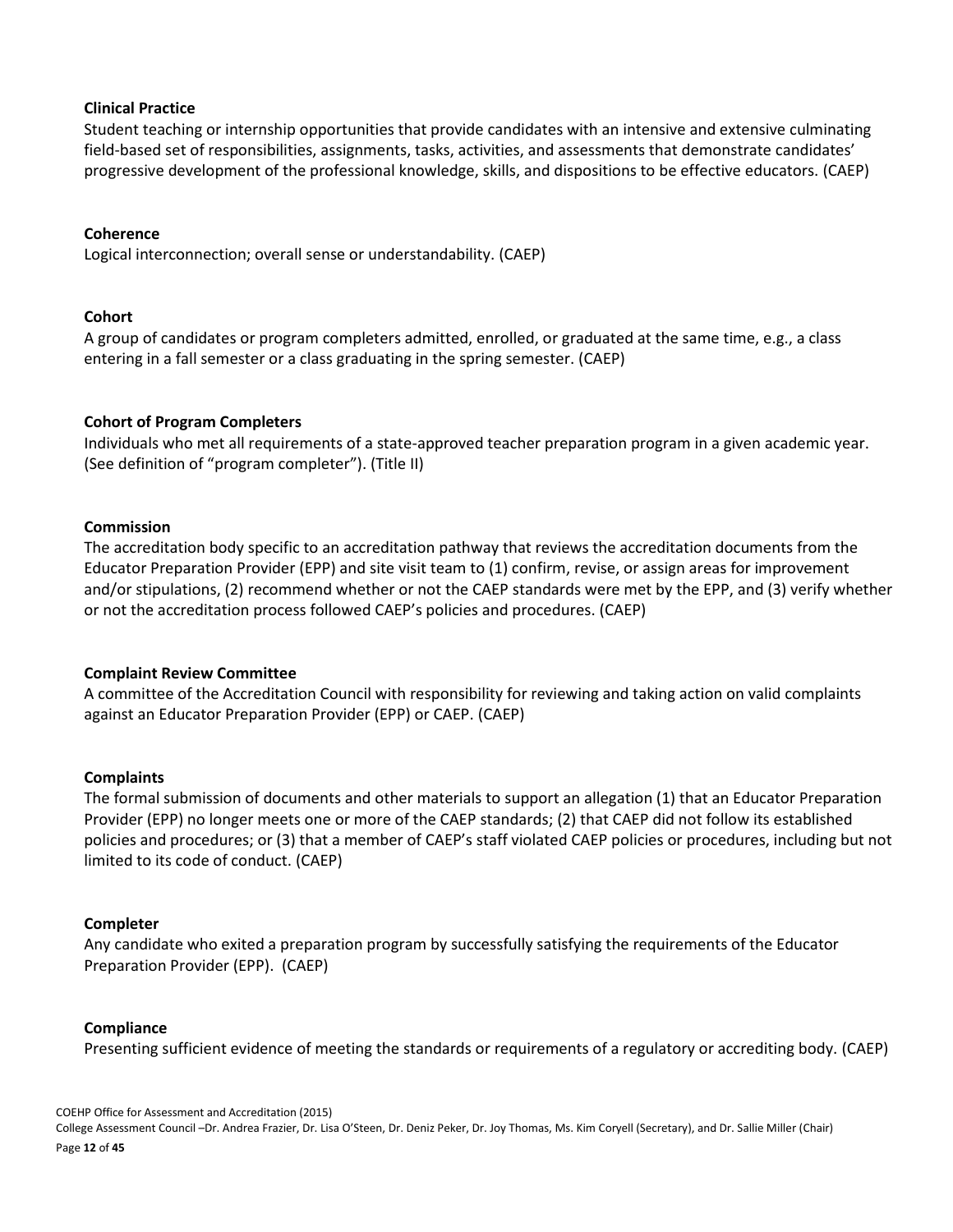**Clinical Practice**

Student teaching or internship opportunities that provide candidates with an intensive and extensive culminating field-based set of responsibilities, assignments, tasks, activities, and assessments that demonstrate candidates' progressive development of the professional knowledge, skills, and dispositions to be effective educators. (CAEP)

**Coherence**

Logical interconnection; overall sense or understandability. (CAEP)

**Cohort**

A group of candidates or program completers admitted, enrolled, or graduated at the same time, e.g., a class entering in a fall semester or a class graduating in the spring semester. (CAEP)

**Cohort of Program Completers**

Individuals who met all requirements of a state-approved teacher preparation program in a given academic year. (See definition of "program completer"). (Title II)

**Commission**

The accreditation body specific to an accreditation pathway that reviews the accreditation documents from the Educator Preparation Provider (EPP) and site visit team to (1) confirm, revise, or assign areas for improvement and/or stipulations, (2) recommend whether or not the CAEP standards were met by the EPP, and (3) verify whether or not the accreditation process followed CAEP's policies and procedures. (CAEP)

**Complaint Review Committee**

A committee of the Accreditation Council with responsibility for reviewing and taking action on valid complaints against an Educator Preparation Provider (EPP) or CAEP. (CAEP)

**Complaints**

The formal submission of documents and other materials to support an allegation (1) that an Educator Preparation Provider (EPP) no longer meets one or more of the CAEP standards; (2) that CAEP did not follow its established policies and procedures; or (3) that a member of CAEP's staff violated CAEP policies or procedures, including but not limited to its code of conduct. (CAEP)

**Completer**

Any candidate who exited a preparation program by successfully satisfying the requirements of the Educator Preparation Provider (EPP). (CAEP)

**Compliance**

Presenting sufficient evidence of meeting the standards or requirements of a regulatory or accrediting body. (CAEP)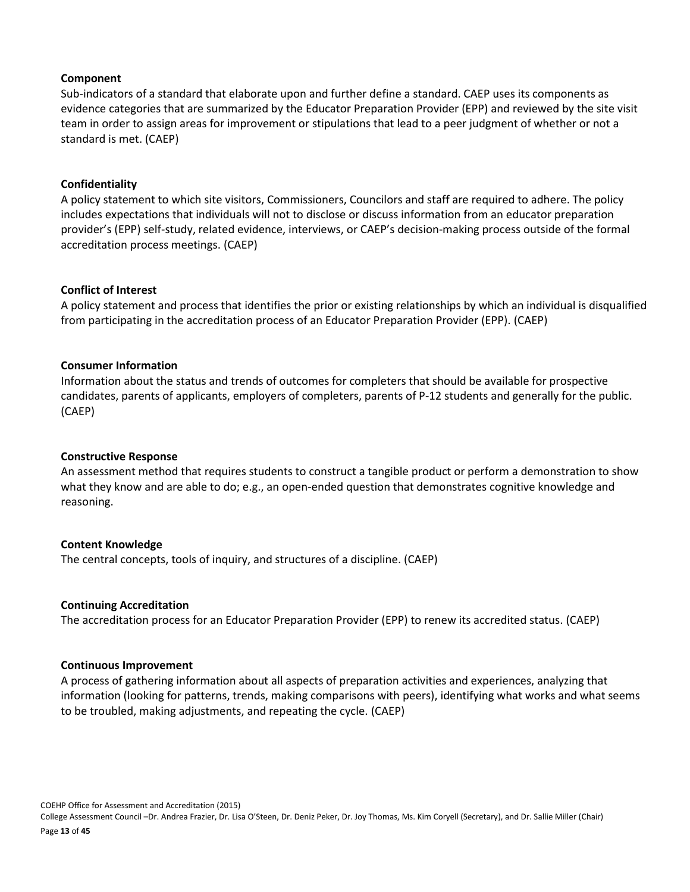**Component**

Sub-indicators of a standard that elaborate upon and further define a standard. CAEP uses its components as evidence categories that are summarized by the Educator Preparation Provider (EPP) and reviewed by the site visit team in order to assign areas for improvement or stipulations that lead to a peer judgment of whether or not a standard is met. (CAEP)

**Confidentiality**

A policy statement to which site visitors, Commissioners, Councilors and staff are required to adhere. The policy includes expectations that individuals will not to disclose or discuss information from an educator preparation provider's (EPP) self-study, related evidence, interviews, or CAEP's decision-making process outside of the formal accreditation process meetings. (CAEP)

**Conflict of Interest**

A policy statement and process that identifies the prior or existing relationships by which an individual is disqualified from participating in the accreditation process of an Educator Preparation Provider (EPP). (CAEP)

**Consumer Information**

Information about the status and trends of outcomes for completers that should be available for prospective candidates, parents of applicants, employers of completers, parents of P-12 students and generally for the public. (CAEP)

**Constructive Response**

An assessment method that requires students to construct a tangible product or perform a demonstration to show what they know and are able to do; e.g., an open-ended question that demonstrates cognitive knowledge and reasoning.

**Content Knowledge**

The central concepts, tools of inquiry, and structures of a discipline. (CAEP)

**Continuing Accreditation**

The accreditation process for an Educator Preparation Provider (EPP) to renew its accredited status. (CAEP)

**Continuous Improvement**

A process of gathering information about all aspects of preparation activities and experiences, analyzing that information (looking for patterns, trends, making comparisons with peers), identifying what works and what seems to be troubled, making adjustments, and repeating the cycle. (CAEP)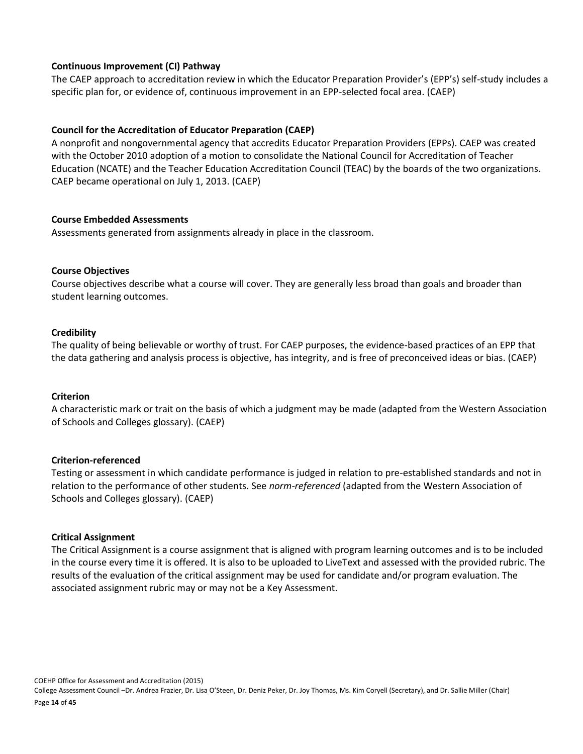**Continuous Improvement (CI) Pathway**

The CAEP approach to accreditation review in which the Educator Preparation Provider's (EPP's) self-study includes a specific plan for, or evidence of, continuous improvement in an EPP-selected focal area. (CAEP)

**Council for the Accreditation of Educator Preparation (CAEP)**

A nonprofit and nongovernmental agency that accredits Educator Preparation Providers (EPPs). CAEP was created with the October 2010 adoption of a motion to consolidate the National Council for Accreditation of Teacher Education (NCATE) and the Teacher Education Accreditation Council (TEAC) by the boards of the two organizations. CAEP became operational on July 1, 2013. (CAEP)

**Course Embedded Assessments**

Assessments generated from assignments already in place in the classroom.

**Course Objectives**

Course objectives describe what a course will cover. They are generally less broad than goals and broader than student learning outcomes.

**Credibility**

The quality of being believable or worthy of trust. For CAEP purposes, the evidence-based practices of an EPP that the data gathering and analysis process is objective, has integrity, and is free of preconceived ideas or bias. (CAEP)

**Criterion**

A characteristic mark or trait on the basis of which a judgment may be made (adapted from the Western Association of Schools and Colleges glossary). (CAEP)

**Criterion-referenced**

Testing or assessment in which candidate performance is judged in relation to pre-established standards and not in relation to the performance of other students. See *norm-referenced* (adapted from the Western Association of Schools and Colleges glossary). (CAEP)

**Critical Assignment**

The Critical Assignment is a course assignment that is aligned with program learning outcomes and is to be included in the course every time it is offered. It is also to be uploaded to LiveText and assessed with the provided rubric. The results of the evaluation of the critical assignment may be used for candidate and/or program evaluation. The associated assignment rubric may or may not be a Key Assessment.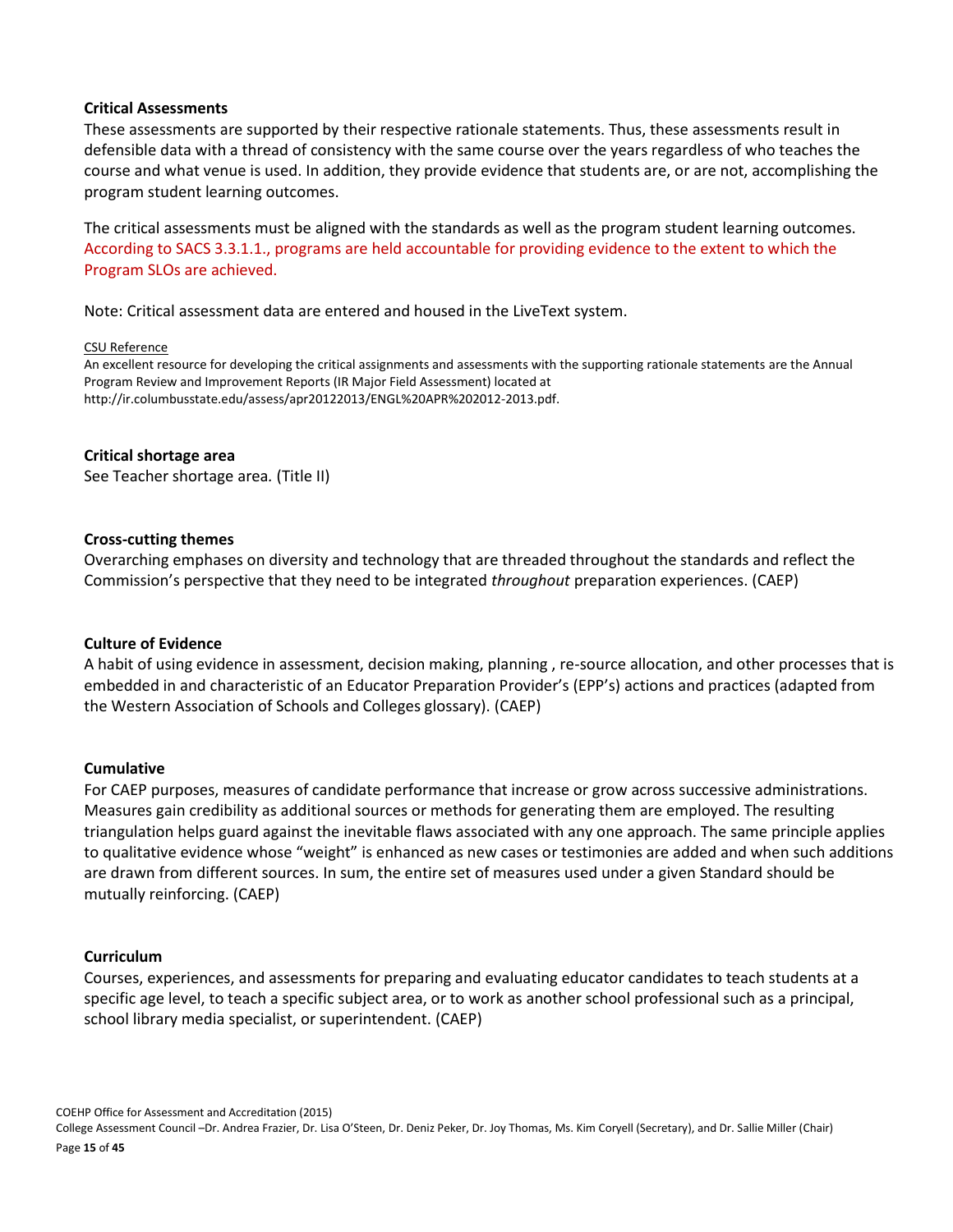**Critical Assessments**

These assessments are supported by their respective rationale statements. Thus, these assessments result in defensible data with a thread of consistency with the same course over the years regardless of who teaches the course and what venue is used. In addition, they provide evidence that students are, or are not, accomplishing the program student learning outcomes.

The critical assessments must be aligned with the standards as well as the program student learning outcomes. According to SACS 3.3.1.1., programs are held accountable for providing evidence to the extent to which the Program SLOs are achieved.

Note: Critical assessment data are entered and housed in the LiveText system.

CSU Reference

An excellent resource for developing the critical assignments and assessments with the supporting rationale statements are the Annual Program Review and Improvement Reports (IR Major Field Assessment) located at http://ir.columbusstate.edu/assess/apr20122013/ENGL%20APR%202012-2013.pdf.

**Critical shortage area**

See Teacher shortage area. (Title II)

**Cross-cutting themes**

Overarching emphases on diversity and technology that are threaded throughout the standards and reflect the Commission's perspective that they need to be integrated *throughout* preparation experiences. (CAEP)

**Culture of Evidence**

A habit of using evidence in assessment, decision making, planning , re-source allocation, and other processes that is embedded in and characteristic of an Educator Preparation Provider's (EPP's) actions and practices (adapted from the Western Association of Schools and Colleges glossary). (CAEP)

**Cumulative**

For CAEP purposes, measures of candidate performance that increase or grow across successive administrations. Measures gain credibility as additional sources or methods for generating them are employed. The resulting triangulation helps guard against the inevitable flaws associated with any one approach. The same principle applies to qualitative evidence whose "weight" is enhanced as new cases or testimonies are added and when such additions are drawn from different sources. In sum, the entire set of measures used under a given Standard should be mutually reinforcing. (CAEP)

**Curriculum**

Courses, experiences, and assessments for preparing and evaluating educator candidates to teach students at a specific age level, to teach a specific subject area, or to work as another school professional such as a principal, school library media specialist, or superintendent. (CAEP)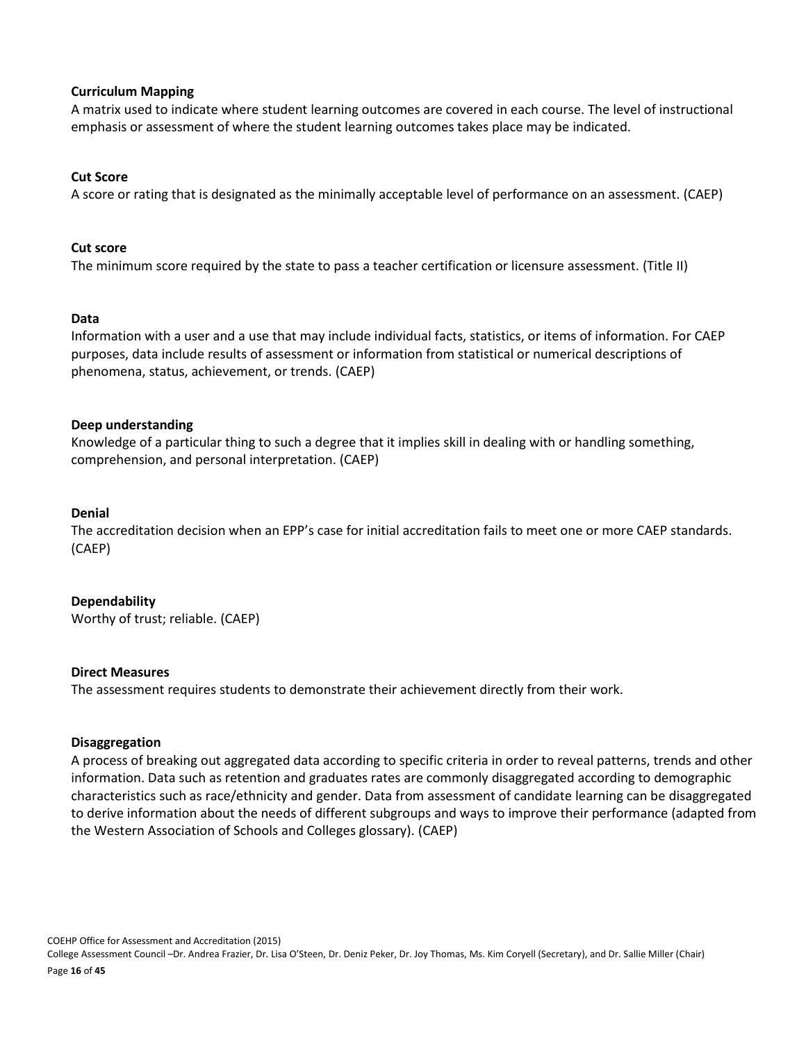**Curriculum Mapping**

A matrix used to indicate where student learning outcomes are covered in each course. The level of instructional emphasis or assessment of where the student learning outcomes takes place may be indicated.

**Cut Score**

A score or rating that is designated as the minimally acceptable level of performance on an assessment. (CAEP)

**Cut score**

The minimum score required by the state to pass a teacher certification or licensure assessment. (Title II)

**Data**

Information with a user and a use that may include individual facts, statistics, or items of information. For CAEP purposes, data include results of assessment or information from statistical or numerical descriptions of phenomena, status, achievement, or trends. (CAEP)

**Deep understanding**

Knowledge of a particular thing to such a degree that it implies skill in dealing with or handling something, comprehension, and personal interpretation. (CAEP)

**Denial**

The accreditation decision when an EPP's case for initial accreditation fails to meet one or more CAEP standards. (CAEP)

**Dependability**

Worthy of trust; reliable. (CAEP)

**Direct Measures**

The assessment requires students to demonstrate their achievement directly from their work.

**Disaggregation**

A process of breaking out aggregated data according to specific criteria in order to reveal patterns, trends and other information. Data such as retention and graduates rates are commonly disaggregated according to demographic characteristics such as race/ethnicity and gender. Data from assessment of candidate learning can be disaggregated to derive information about the needs of different subgroups and ways to improve their performance (adapted from the Western Association of Schools and Colleges glossary). (CAEP)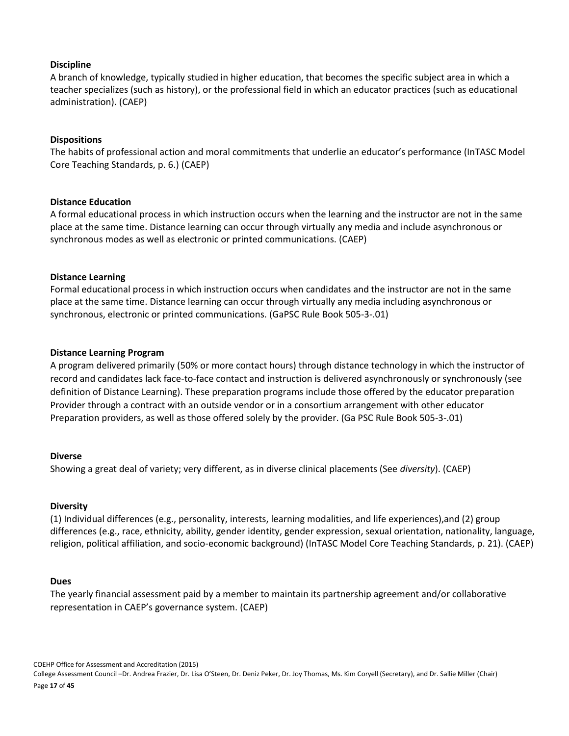**Discipline**

A branch of knowledge, typically studied in higher education, that becomes the specific subject area in which a teacher specializes (such as history), or the professional field in which an educator practices (such as educational administration). (CAEP)

**Dispositions**

The habits of professional action and moral commitments that underlie an educator's performance (InTASC Model Core Teaching Standards, p. 6.) (CAEP)

**Distance Education**

A formal educational process in which instruction occurs when the learning and the instructor are not in the same place at the same time. Distance learning can occur through virtually any media and include asynchronous or synchronous modes as well as electronic or printed communications. (CAEP)

**Distance Learning**

Formal educational process in which instruction occurs when candidates and the instructor are not in the same place at the same time. Distance learning can occur through virtually any media including asynchronous or synchronous, electronic or printed communications. (GaPSC Rule Book 505-3-.01)

**Distance Learning Program**

A program delivered primarily (50% or more contact hours) through distance technology in which the instructor of record and candidates lack face-to-face contact and instruction is delivered asynchronously or synchronously (see definition of Distance Learning). These preparation programs include those offered by the educator preparation Provider through a contract with an outside vendor or in a consortium arrangement with other educator Preparation providers, as well as those offered solely by the provider. (Ga PSC Rule Book 505-3-.01)

**Diverse**

Showing a great deal of variety; very different, as in diverse clinical placements (See *diversity*). (CAEP)

**Diversity**

(1) Individual differences (e.g., personality, interests, learning modalities, and life experiences),and (2) group differences (e.g., race, ethnicity, ability, gender identity, gender expression, sexual orientation, nationality, language, religion, political affiliation, and socio-economic background) (InTASC Model Core Teaching Standards, p. 21). (CAEP)

**Dues**

The yearly financial assessment paid by a member to maintain its partnership agreement and/or collaborative representation in CAEP's governance system. (CAEP)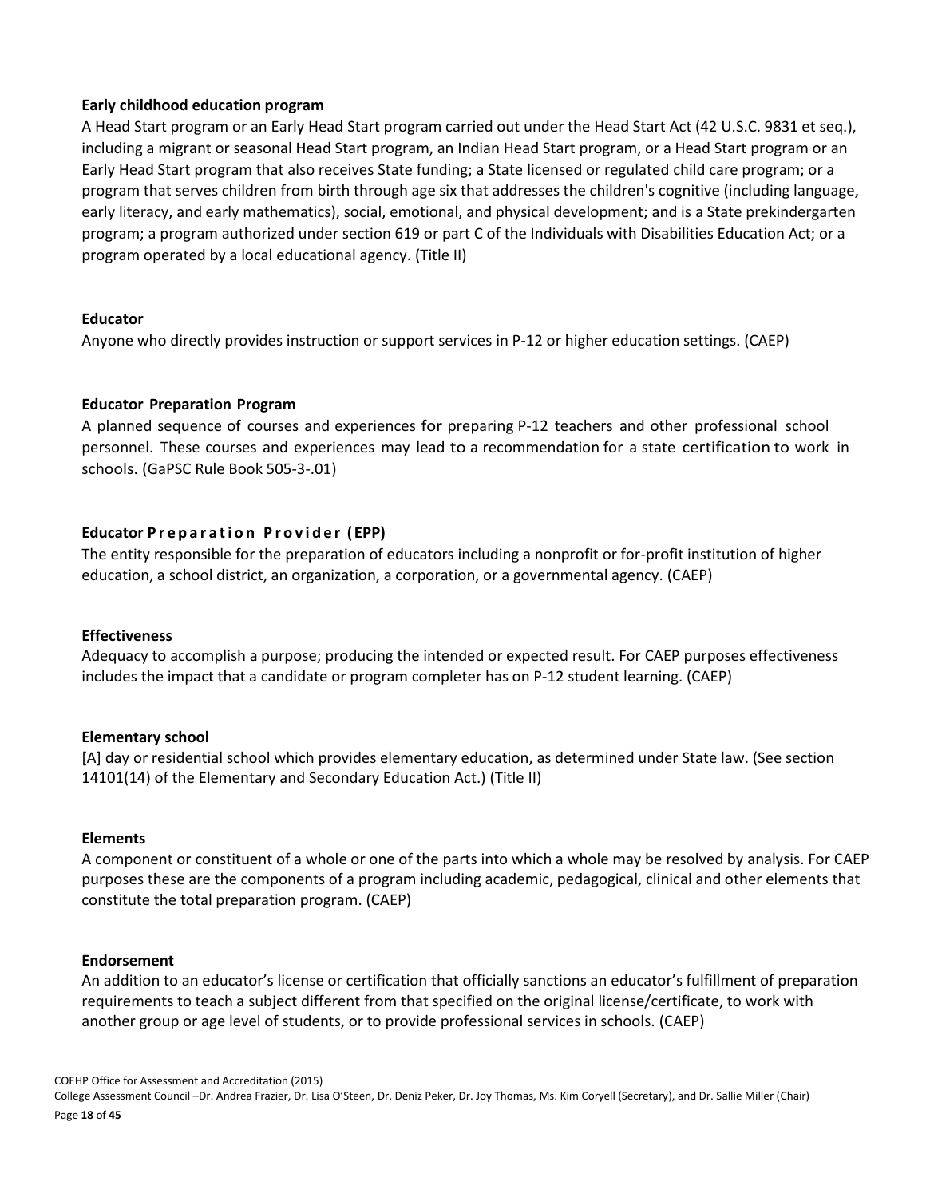**Early childhood education program**

A Head Start program or an Early Head Start program carried out under the Head Start Act (42 U.S.C. 9831 et seq.), including a migrant or seasonal Head Start program, an Indian Head Start program, or a Head Start program or an Early Head Start program that also receives State funding; a State licensed or regulated child care program; or a program that serves children from birth through age six that addresses the children's cognitive (including language, early literacy, and early mathematics), social, emotional, and physical development; and is a State prekindergarten program; a program authorized under section 619 or part C of the Individuals with Disabilities Education Act; or a program operated by a local educational agency. (Title II)

**Educator**

Anyone who directly provides instruction or support services in P-12 or higher education settings. (CAEP)

**Educator Preparation Program**

A planned sequence of courses and experiences for preparing P-12 teachers and other professional school personnel. These courses and experiences may lead to a recommendation for a state certification to work in schools. (GaPSC Rule Book 505-3-.01)

**Educator Preparation Provider (EPP)**

The entity responsible for the preparation of educators including a nonprofit or for-profit institution of higher education, a school district, an organization, a corporation, or a governmental agency. (CAEP)

**Effectiveness**

Adequacy to accomplish a purpose; producing the intended or expected result. For CAEP purposes effectiveness includes the impact that a candidate or program completer has on P-12 student learning. (CAEP)

**Elementary school**

[A] day or residential school which provides elementary education, as determined under State law. (See section 14101(14) of the Elementary and Secondary Education Act.) (Title II)

**Elements**

A component or constituent of a whole or one of the parts into which a whole may be resolved by analysis. For CAEP purposes these are the components of a program including academic, pedagogical, clinical and other elements that constitute the total preparation program. (CAEP)

**Endorsement**

An addition to an educator's license or certification that officially sanctions an educator's fulfillment of preparation requirements to teach a subject different from that specified on the original license/certificate, to work with another group or age level of students, or to provide professional services in schools. (CAEP)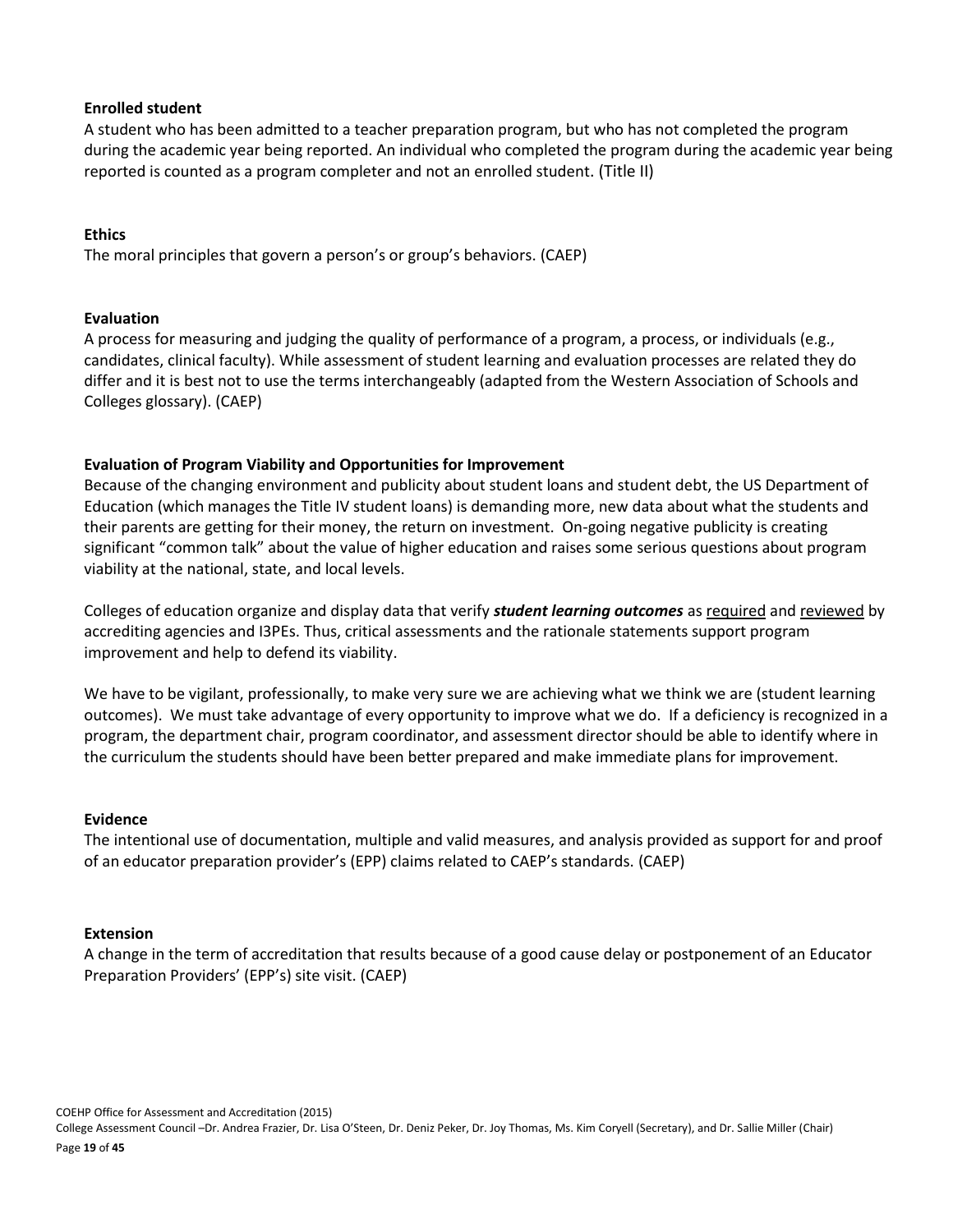**Enrolled student**

A student who has been admitted to a teacher preparation program, but who has not completed the program during the academic year being reported. An individual who completed the program during the academic year being reported is counted as a program completer and not an enrolled student. (Title II)

**Ethics**

The moral principles that govern a person's or group's behaviors. (CAEP)

**Evaluation**

A process for measuring and judging the quality of performance of a program, a process, or individuals (e.g., candidates, clinical faculty). While assessment of student learning and evaluation processes are related they do differ and it is best not to use the terms interchangeably (adapted from the Western Association of Schools and Colleges glossary). (CAEP)

**Evaluation of Program Viability and Opportunities for Improvement**

Because of the changing environment and publicity about student loans and student debt, the US Department of Education (which manages the Title IV student loans) is demanding more, new data about what the students and their parents are getting for their money, the return on investment. On-going negative publicity is creating significant "common talk" about the value of higher education and raises some serious questions about program viability at the national, state, and local levels.

Colleges of education organize and display data that verify ***student learning outcomes*** as required and reviewed by accrediting agencies and I3PEs. Thus, critical assessments and the rationale statements support program improvement and help to defend its viability.

We have to be vigilant, professionally, to make very sure we are achieving what we think we are (student learning outcomes). We must take advantage of every opportunity to improve what we do. If a deficiency is recognized in a program, the department chair, program coordinator, and assessment director should be able to identify where in the curriculum the students should have been better prepared and make immediate plans for improvement.

**Evidence**

The intentional use of documentation, multiple and valid measures, and analysis provided as support for and proof of an educator preparation provider's (EPP) claims related to CAEP's standards. (CAEP)

**Extension**

A change in the term of accreditation that results because of a good cause delay or postponement of an Educator Preparation Providers' (EPP's) site visit. (CAEP)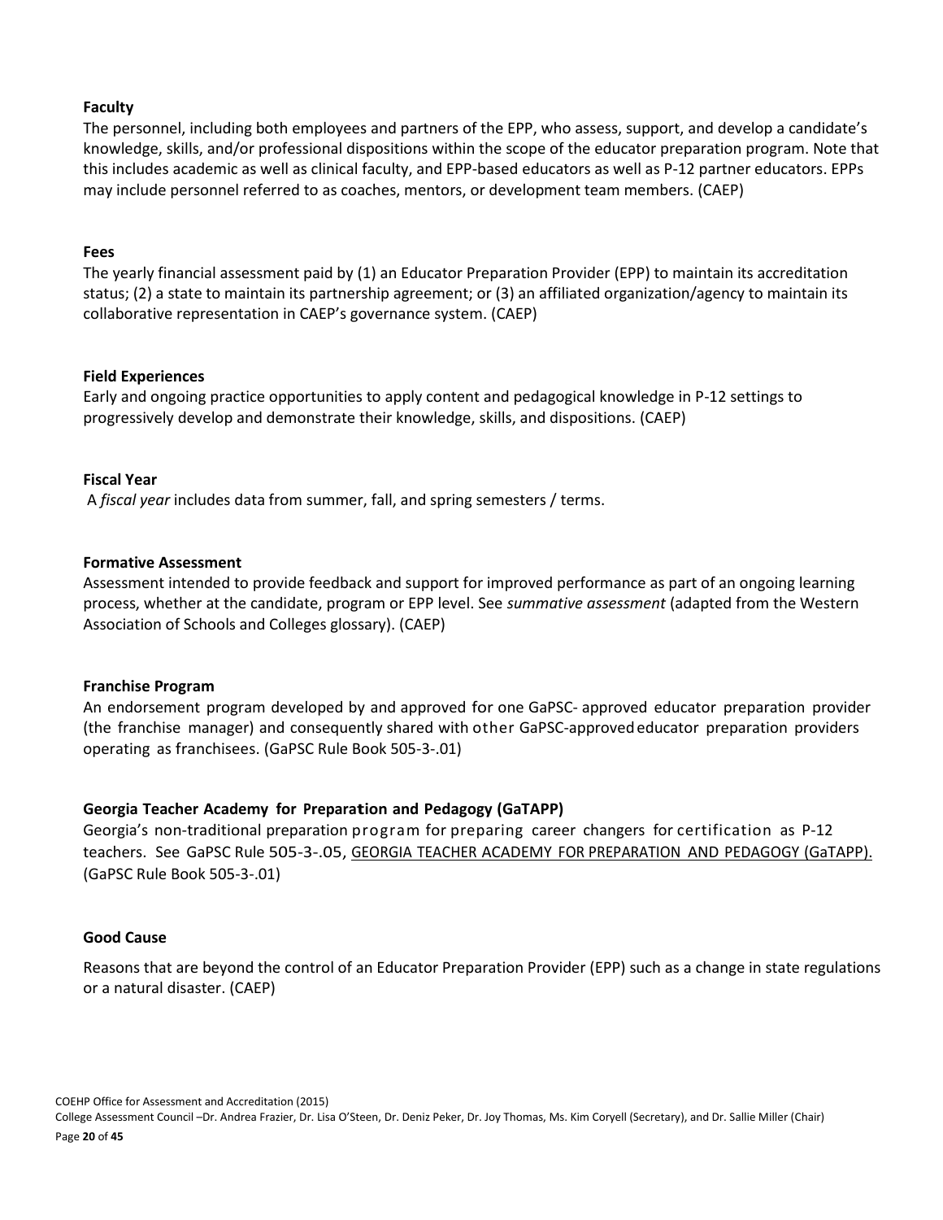**Faculty**

The personnel, including both employees and partners of the EPP, who assess, support, and develop a candidate's knowledge, skills, and/or professional dispositions within the scope of the educator preparation program. Note that this includes academic as well as clinical faculty, and EPP-based educators as well as P-12 partner educators. EPPs may include personnel referred to as coaches, mentors, or development team members. (CAEP)

**Fees**

The yearly financial assessment paid by (1) an Educator Preparation Provider (EPP) to maintain its accreditation status; (2) a state to maintain its partnership agreement; or (3) an affiliated organization/agency to maintain its collaborative representation in CAEP's governance system. (CAEP)

**Field Experiences**

Early and ongoing practice opportunities to apply content and pedagogical knowledge in P-12 settings to progressively develop and demonstrate their knowledge, skills, and dispositions. (CAEP)

**Fiscal Year**

A *fiscal year* includes data from summer, fall, and spring semesters / terms.

**Formative Assessment**

Assessment intended to provide feedback and support for improved performance as part of an ongoing learning process, whether at the candidate, program or EPP level. See *summative assessment* (adapted from the Western Association of Schools and Colleges glossary). (CAEP)

**Franchise Program**

An endorsement program developed by and approved for one GaPSC- approved educator preparation provider (the franchise manager) and consequently shared with other GaPSC-approved educator preparation providers operating as franchisees. (GaPSC Rule Book 505-3-.01)

**Georgia Teacher Academy for Preparation and Pedagogy (GaTAPP)**

Georgia's non-traditional preparation program for preparing career changers for certification as P-12 teachers. See GaPSC Rule 505-3-.05, GEORGIA TEACHER ACADEMY FOR PREPARATION AND PEDAGOGY (GaTAPP). (GaPSC Rule Book 505-3-.01)

**Good Cause**

Reasons that are beyond the control of an Educator Preparation Provider (EPP) such as a change in state regulations or a natural disaster. (CAEP)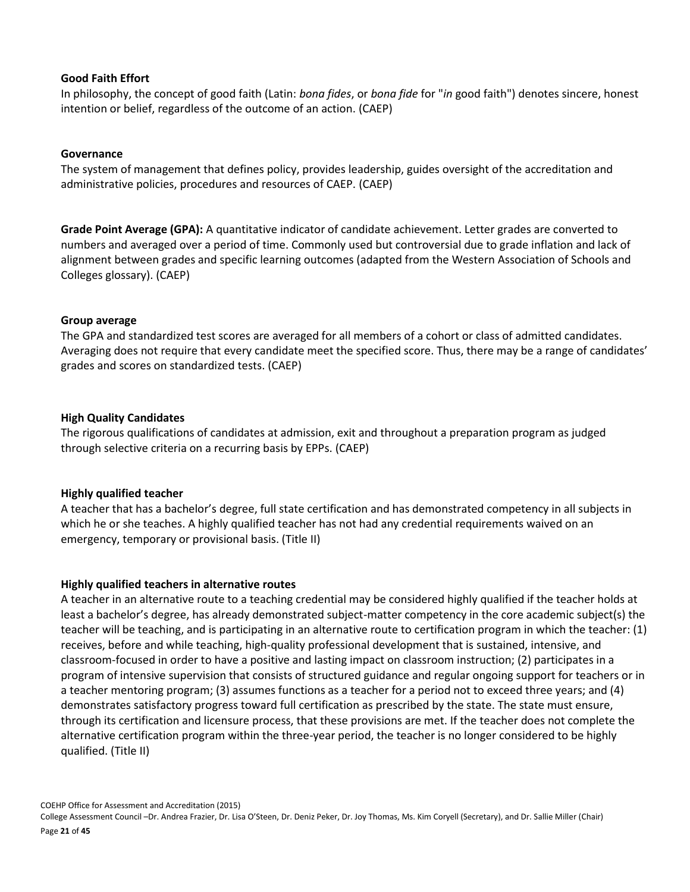**Good Faith Effort**

In philosophy, the concept of good faith (Latin: *bona fides*, or *bona fide* for "*in* good faith") denotes sincere, honest intention or belief, regardless of the outcome of an action. (CAEP)

**Governance**

The system of management that defines policy, provides leadership, guides oversight of the accreditation and administrative policies, procedures and resources of CAEP. (CAEP)

**Grade Point Average (GPA):** A quantitative indicator of candidate achievement. Letter grades are converted to numbers and averaged over a period of time. Commonly used but controversial due to grade inflation and lack of alignment between grades and specific learning outcomes (adapted from the Western Association of Schools and Colleges glossary). (CAEP)

**Group average**

The GPA and standardized test scores are averaged for all members of a cohort or class of admitted candidates. Averaging does not require that every candidate meet the specified score. Thus, there may be a range of candidates' grades and scores on standardized tests. (CAEP)

**High Quality Candidates**

The rigorous qualifications of candidates at admission, exit and throughout a preparation program as judged through selective criteria on a recurring basis by EPPs. (CAEP)

**Highly qualified teacher**

A teacher that has a bachelor's degree, full state certification and has demonstrated competency in all subjects in which he or she teaches. A highly qualified teacher has not had any credential requirements waived on an emergency, temporary or provisional basis. (Title II)

**Highly qualified teachers in alternative routes**

A teacher in an alternative route to a teaching credential may be considered highly qualified if the teacher holds at least a bachelor's degree, has already demonstrated subject-matter competency in the core academic subject(s) the teacher will be teaching, and is participating in an alternative route to certification program in which the teacher: (1) receives, before and while teaching, high-quality professional development that is sustained, intensive, and classroom-focused in order to have a positive and lasting impact on classroom instruction; (2) participates in a program of intensive supervision that consists of structured guidance and regular ongoing support for teachers or in a teacher mentoring program; (3) assumes functions as a teacher for a period not to exceed three years; and (4) demonstrates satisfactory progress toward full certification as prescribed by the state. The state must ensure, through its certification and licensure process, that these provisions are met. If the teacher does not complete the alternative certification program within the three-year period, the teacher is no longer considered to be highly qualified. (Title II)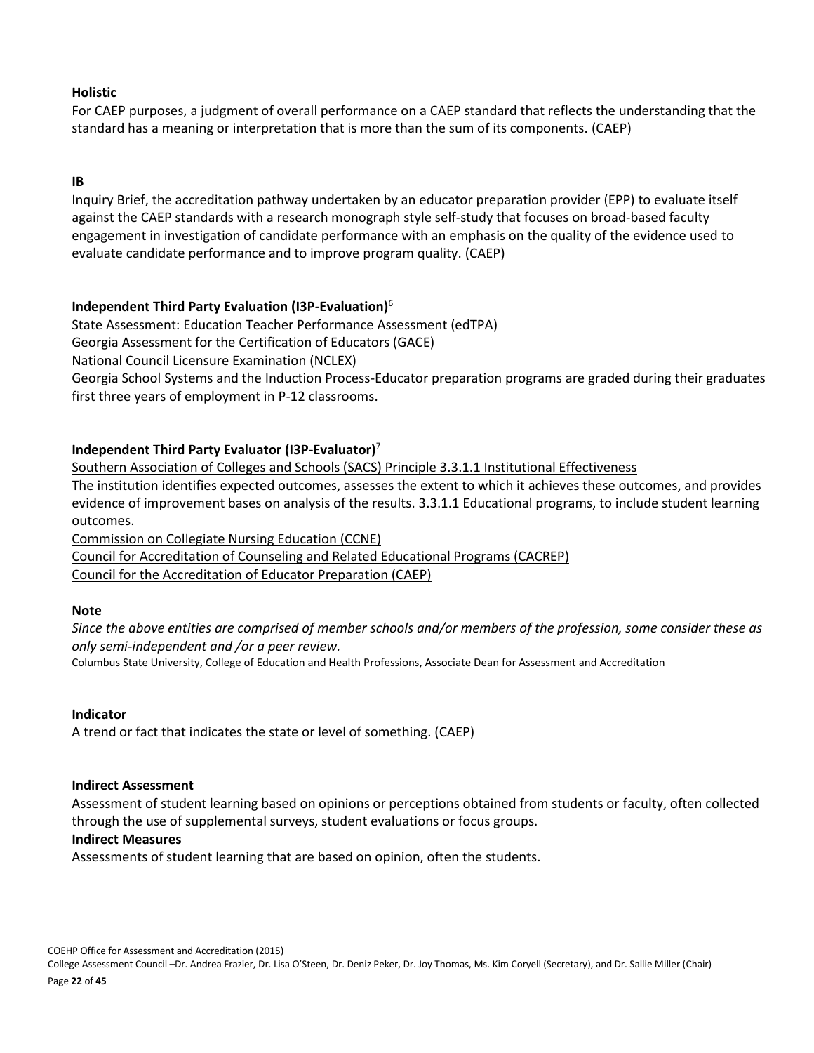**Holistic**

For CAEP purposes, a judgment of overall performance on a CAEP standard that reflects the understanding that the standard has a meaning or interpretation that is more than the sum of its components. (CAEP)

**IB**

Inquiry Brief, the accreditation pathway undertaken by an educator preparation provider (EPP) to evaluate itself against the CAEP standards with a research monograph style self-study that focuses on broad-based faculty engagement in investigation of candidate performance with an emphasis on the quality of the evidence used to evaluate candidate performance and to improve program quality. (CAEP)

**Independent Third Party Evaluation (I3P-Evaluation)**[6]

State Assessment: Education Teacher Performance Assessment (edTPA)
Georgia Assessment for the Certification of Educators (GACE)
National Council Licensure Examination (NCLEX)
Georgia School Systems and the Induction Process-Educator preparation programs are graded during their graduates first three years of employment in P-12 classrooms.

**Independent Third Party Evaluator (I3P-Evaluator)**[7]

Southern Association of Colleges and Schools (SACS) Principle 3.3.1.1 Institutional Effectiveness
The institution identifies expected outcomes, assesses the extent to which it achieves these outcomes, and provides evidence of improvement bases on analysis of the results. 3.3.1.1 Educational programs, to include student learning outcomes.
Commission on Collegiate Nursing Education (CCNE)
Council for Accreditation of Counseling and Related Educational Programs (CACREP)
Council for the Accreditation of Educator Preparation (CAEP)

**Note**

*Since the above entities are comprised of member schools and/or members of the profession, some consider these as only semi-independent and /or a peer review.*
Columbus State University, College of Education and Health Professions, Associate Dean for Assessment and Accreditation

**Indicator**

A trend or fact that indicates the state or level of something. (CAEP)

**Indirect Assessment**

Assessment of student learning based on opinions or perceptions obtained from students or faculty, often collected through the use of supplemental surveys, student evaluations or focus groups.

**Indirect Measures**

Assessments of student learning that are based on opinion, often the students.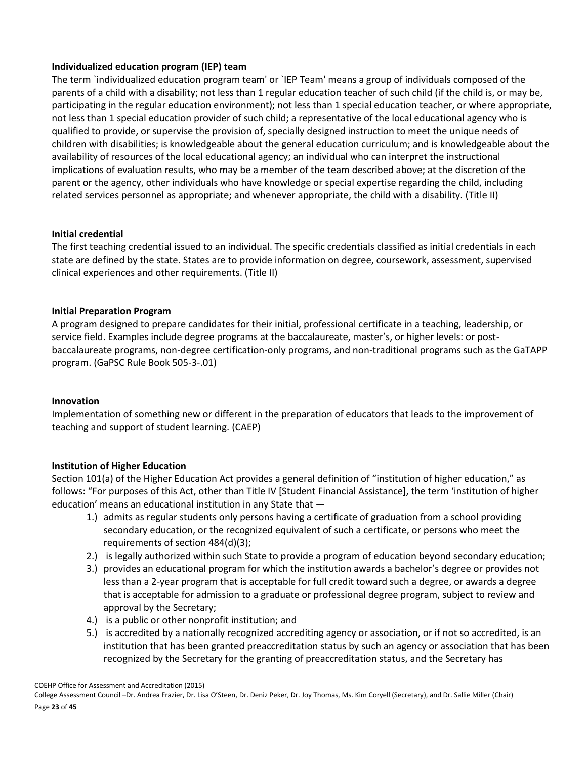**Individualized education program (IEP) team**

The term `individualized education program team' or `IEP Team' means a group of individuals composed of the parents of a child with a disability; not less than 1 regular education teacher of such child (if the child is, or may be, participating in the regular education environment); not less than 1 special education teacher, or where appropriate, not less than 1 special education provider of such child; a representative of the local educational agency who is qualified to provide, or supervise the provision of, specially designed instruction to meet the unique needs of children with disabilities; is knowledgeable about the general education curriculum; and is knowledgeable about the availability of resources of the local educational agency; an individual who can interpret the instructional implications of evaluation results, who may be a member of the team described above; at the discretion of the parent or the agency, other individuals who have knowledge or special expertise regarding the child, including related services personnel as appropriate; and whenever appropriate, the child with a disability. (Title II)

**Initial credential**

The first teaching credential issued to an individual. The specific credentials classified as initial credentials in each state are defined by the state. States are to provide information on degree, coursework, assessment, supervised clinical experiences and other requirements. (Title II)

**Initial Preparation Program**

A program designed to prepare candidates for their initial, professional certificate in a teaching, leadership, or service field. Examples include degree programs at the baccalaureate, master's, or higher levels: or post-baccalaureate programs, non-degree certification-only programs, and non-traditional programs such as the GaTAPP program. (GaPSC Rule Book 505-3-.01)

**Innovation**

Implementation of something new or different in the preparation of educators that leads to the improvement of teaching and support of student learning. (CAEP)

**Institution of Higher Education**

Section 101(a) of the Higher Education Act provides a general definition of "institution of higher education," as follows: "For purposes of this Act, other than Title IV [Student Financial Assistance], the term 'institution of higher education' means an educational institution in any State that —

1.) admits as regular students only persons having a certificate of graduation from a school providing secondary education, or the recognized equivalent of such a certificate, or persons who meet the requirements of section 484(d)(3);
2.) is legally authorized within such State to provide a program of education beyond secondary education;
3.) provides an educational program for which the institution awards a bachelor's degree or provides not less than a 2-year program that is acceptable for full credit toward such a degree, or awards a degree that is acceptable for admission to a graduate or professional degree program, subject to review and approval by the Secretary;
4.) is a public or other nonprofit institution; and
5.) is accredited by a nationally recognized accrediting agency or association, or if not so accredited, is an institution that has been granted preaccreditation status by such an agency or association that has been recognized by the Secretary for the granting of preaccreditation status, and the Secretary has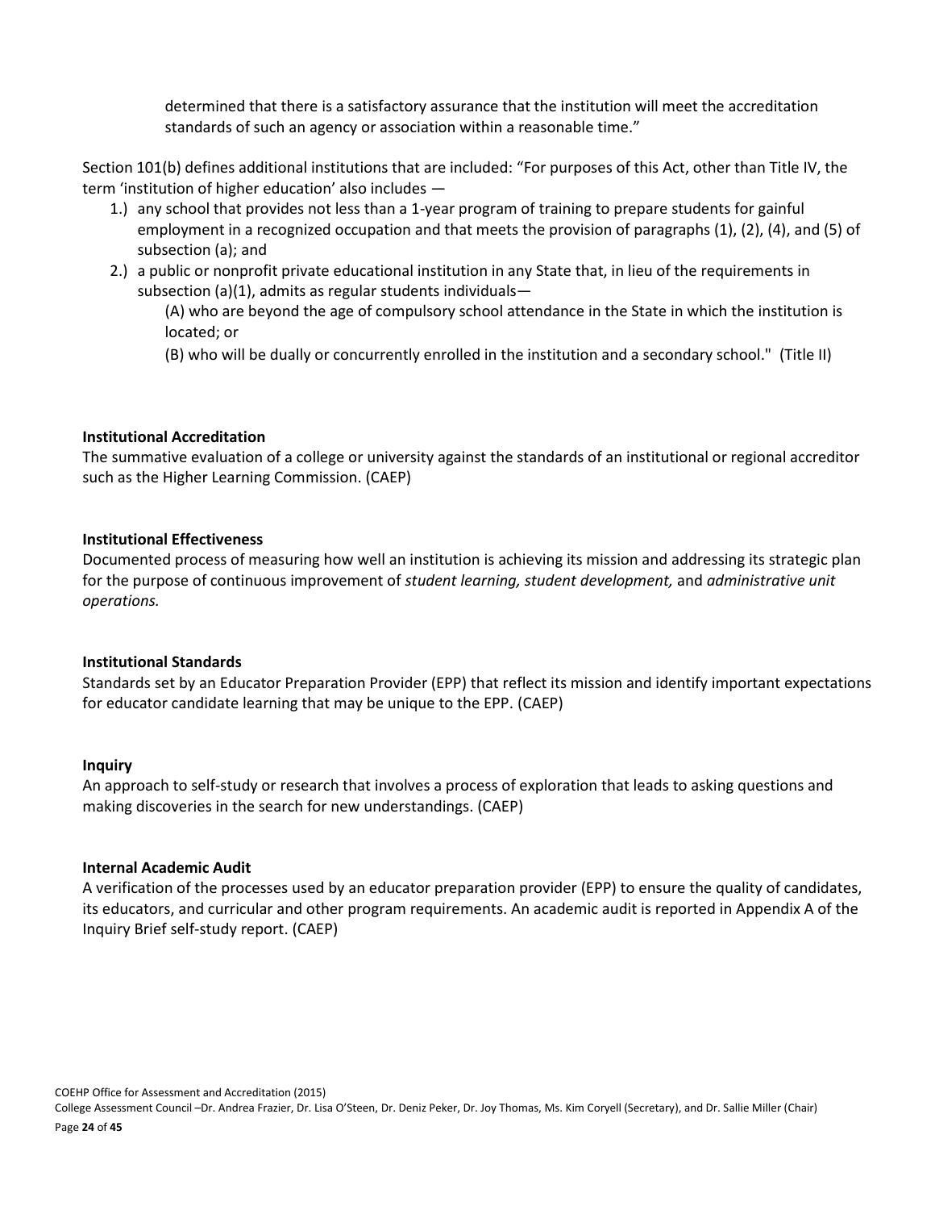determined that there is a satisfactory assurance that the institution will meet the accreditation standards of such an agency or association within a reasonable time."

Section 101(b) defines additional institutions that are included: "For purposes of this Act, other than Title IV, the term 'institution of higher education' also includes —

1.) any school that provides not less than a 1-year program of training to prepare students for gainful employment in a recognized occupation and that meets the provision of paragraphs (1), (2), (4), and (5) of subsection (a); and
2.) a public or nonprofit private educational institution in any State that, in lieu of the requirements in subsection (a)(1), admits as regular students individuals—

    (A) who are beyond the age of compulsory school attendance in the State in which the institution is located; or

    (B) who will be dually or concurrently enrolled in the institution and a secondary school." (Title II)

**Institutional Accreditation**

The summative evaluation of a college or university against the standards of an institutional or regional accreditor such as the Higher Learning Commission. (CAEP)

**Institutional Effectiveness**

Documented process of measuring how well an institution is achieving its mission and addressing its strategic plan for the purpose of continuous improvement of *student learning, student development,* and *administrative unit operations.*

**Institutional Standards**

Standards set by an Educator Preparation Provider (EPP) that reflect its mission and identify important expectations for educator candidate learning that may be unique to the EPP. (CAEP)

**Inquiry**

An approach to self-study or research that involves a process of exploration that leads to asking questions and making discoveries in the search for new understandings. (CAEP)

**Internal Academic Audit**

A verification of the processes used by an educator preparation provider (EPP) to ensure the quality of candidates, its educators, and curricular and other program requirements. An academic audit is reported in Appendix A of the Inquiry Brief self-study report. (CAEP)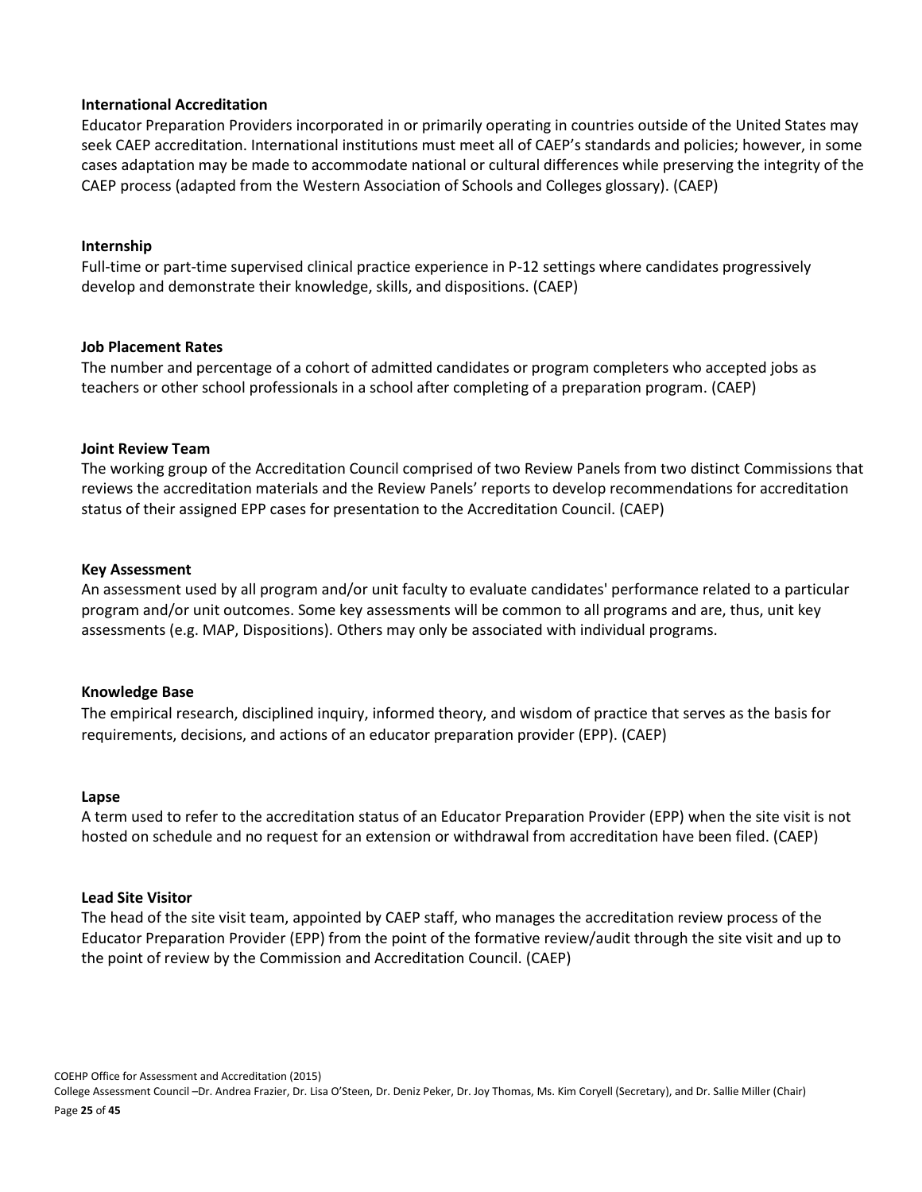**International Accreditation**
Educator Preparation Providers incorporated in or primarily operating in countries outside of the United States may seek CAEP accreditation. International institutions must meet all of CAEP's standards and policies; however, in some cases adaptation may be made to accommodate national or cultural differences while preserving the integrity of the CAEP process (adapted from the Western Association of Schools and Colleges glossary). (CAEP)

**Internship**
Full-time or part-time supervised clinical practice experience in P-12 settings where candidates progressively develop and demonstrate their knowledge, skills, and dispositions. (CAEP)

**Job Placement Rates**
The number and percentage of a cohort of admitted candidates or program completers who accepted jobs as teachers or other school professionals in a school after completing of a preparation program. (CAEP)

**Joint Review Team**
The working group of the Accreditation Council comprised of two Review Panels from two distinct Commissions that reviews the accreditation materials and the Review Panels' reports to develop recommendations for accreditation status of their assigned EPP cases for presentation to the Accreditation Council. (CAEP)

**Key Assessment**
An assessment used by all program and/or unit faculty to evaluate candidates' performance related to a particular program and/or unit outcomes. Some key assessments will be common to all programs and are, thus, unit key assessments (e.g. MAP, Dispositions). Others may only be associated with individual programs.

**Knowledge Base**
The empirical research, disciplined inquiry, informed theory, and wisdom of practice that serves as the basis for requirements, decisions, and actions of an educator preparation provider (EPP). (CAEP)

**Lapse**
A term used to refer to the accreditation status of an Educator Preparation Provider (EPP) when the site visit is not hosted on schedule and no request for an extension or withdrawal from accreditation have been filed. (CAEP)

**Lead Site Visitor**
The head of the site visit team, appointed by CAEP staff, who manages the accreditation review process of the Educator Preparation Provider (EPP) from the point of the formative review/audit through the site visit and up to the point of review by the Commission and Accreditation Council. (CAEP)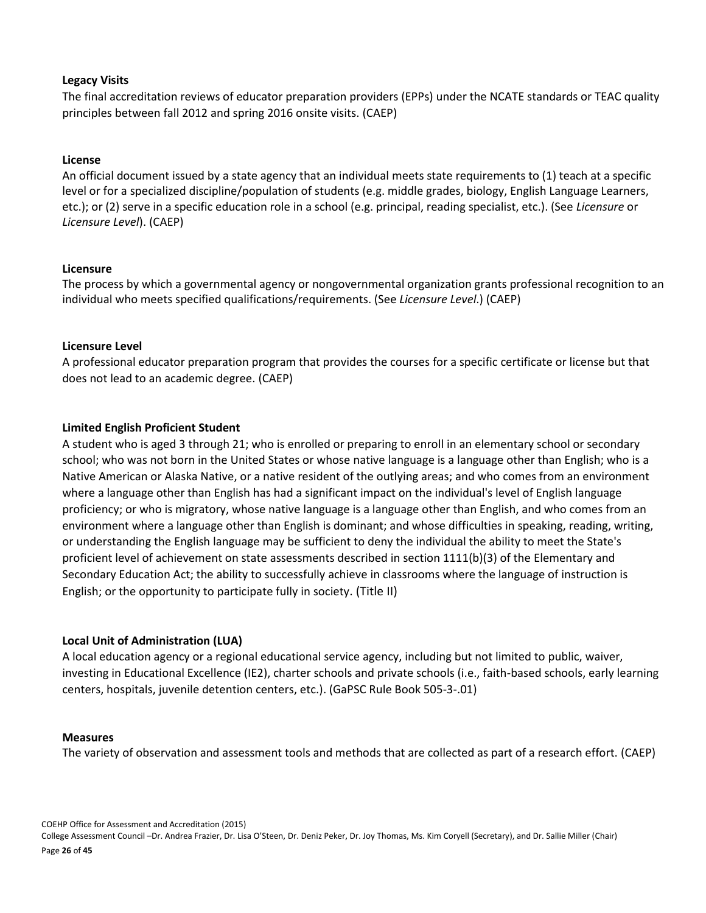**Legacy Visits**

The final accreditation reviews of educator preparation providers (EPPs) under the NCATE standards or TEAC quality principles between fall 2012 and spring 2016 onsite visits. (CAEP)

**License**

An official document issued by a state agency that an individual meets state requirements to (1) teach at a specific level or for a specialized discipline/population of students (e.g. middle grades, biology, English Language Learners, etc.); or (2) serve in a specific education role in a school (e.g. principal, reading specialist, etc.). (See *Licensure* or *Licensure Level*). (CAEP)

**Licensure**

The process by which a governmental agency or nongovernmental organization grants professional recognition to an individual who meets specified qualifications/requirements. (See *Licensure Level*.) (CAEP)

**Licensure Level**

A professional educator preparation program that provides the courses for a specific certificate or license but that does not lead to an academic degree. (CAEP)

**Limited English Proficient Student**

A student who is aged 3 through 21; who is enrolled or preparing to enroll in an elementary school or secondary school; who was not born in the United States or whose native language is a language other than English; who is a Native American or Alaska Native, or a native resident of the outlying areas; and who comes from an environment where a language other than English has had a significant impact on the individual's level of English language proficiency; or who is migratory, whose native language is a language other than English, and who comes from an environment where a language other than English is dominant; and whose difficulties in speaking, reading, writing, or understanding the English language may be sufficient to deny the individual the ability to meet the State's proficient level of achievement on state assessments described in section 1111(b)(3) of the Elementary and Secondary Education Act; the ability to successfully achieve in classrooms where the language of instruction is English; or the opportunity to participate fully in society. (Title II)

**Local Unit of Administration (LUA)**

A local education agency or a regional educational service agency, including but not limited to public, waiver, investing in Educational Excellence (IE2), charter schools and private schools (i.e., faith-based schools, early learning centers, hospitals, juvenile detention centers, etc.). (GaPSC Rule Book 505-3-.01)

**Measures**

The variety of observation and assessment tools and methods that are collected as part of a research effort. (CAEP)

COEHP Office for Assessment and Accreditation (2015)
College Assessment Council –Dr. Andrea Frazier, Dr. Lisa O'Steen, Dr. Deniz Peker, Dr. Joy Thomas, Ms. Kim Coryell (Secretary), and Dr. Sallie Miller (Chair)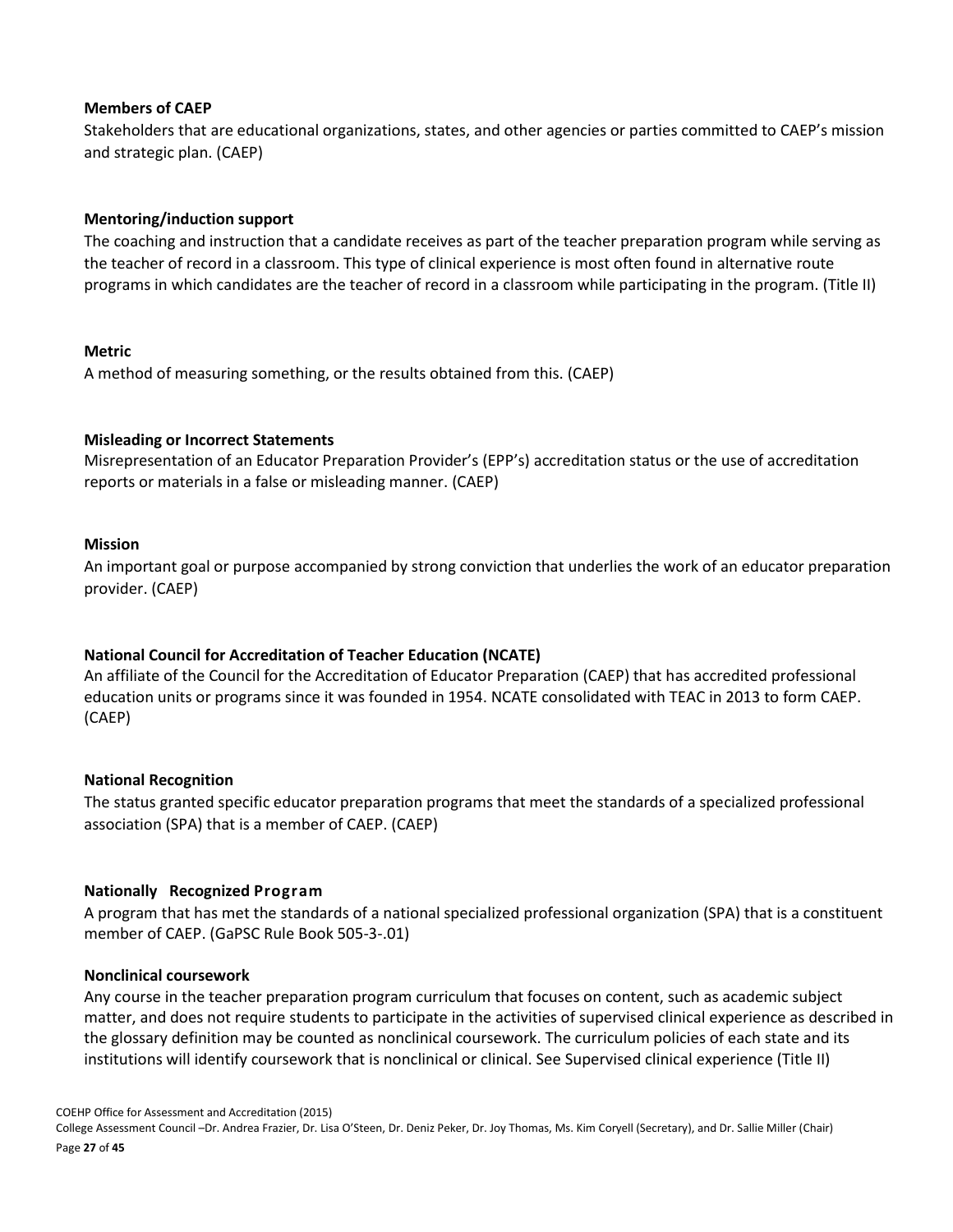**Members of CAEP**

Stakeholders that are educational organizations, states, and other agencies or parties committed to CAEP's mission and strategic plan. (CAEP)

**Mentoring/induction support**

The coaching and instruction that a candidate receives as part of the teacher preparation program while serving as the teacher of record in a classroom. This type of clinical experience is most often found in alternative route programs in which candidates are the teacher of record in a classroom while participating in the program. (Title II)

**Metric**

A method of measuring something, or the results obtained from this. (CAEP)

**Misleading or Incorrect Statements**

Misrepresentation of an Educator Preparation Provider's (EPP's) accreditation status or the use of accreditation reports or materials in a false or misleading manner. (CAEP)

**Mission**

An important goal or purpose accompanied by strong conviction that underlies the work of an educator preparation provider. (CAEP)

**National Council for Accreditation of Teacher Education (NCATE)**

An affiliate of the Council for the Accreditation of Educator Preparation (CAEP) that has accredited professional education units or programs since it was founded in 1954. NCATE consolidated with TEAC in 2013 to form CAEP. (CAEP)

**National Recognition**

The status granted specific educator preparation programs that meet the standards of a specialized professional association (SPA) that is a member of CAEP. (CAEP)

**Nationally Recognized Program**

A program that has met the standards of a national specialized professional organization (SPA) that is a constituent member of CAEP. (GaPSC Rule Book 505-3-.01)

**Nonclinical coursework**

Any course in the teacher preparation program curriculum that focuses on content, such as academic subject matter, and does not require students to participate in the activities of supervised clinical experience as described in the glossary definition may be counted as nonclinical coursework. The curriculum policies of each state and its institutions will identify coursework that is nonclinical or clinical. See Supervised clinical experience (Title II)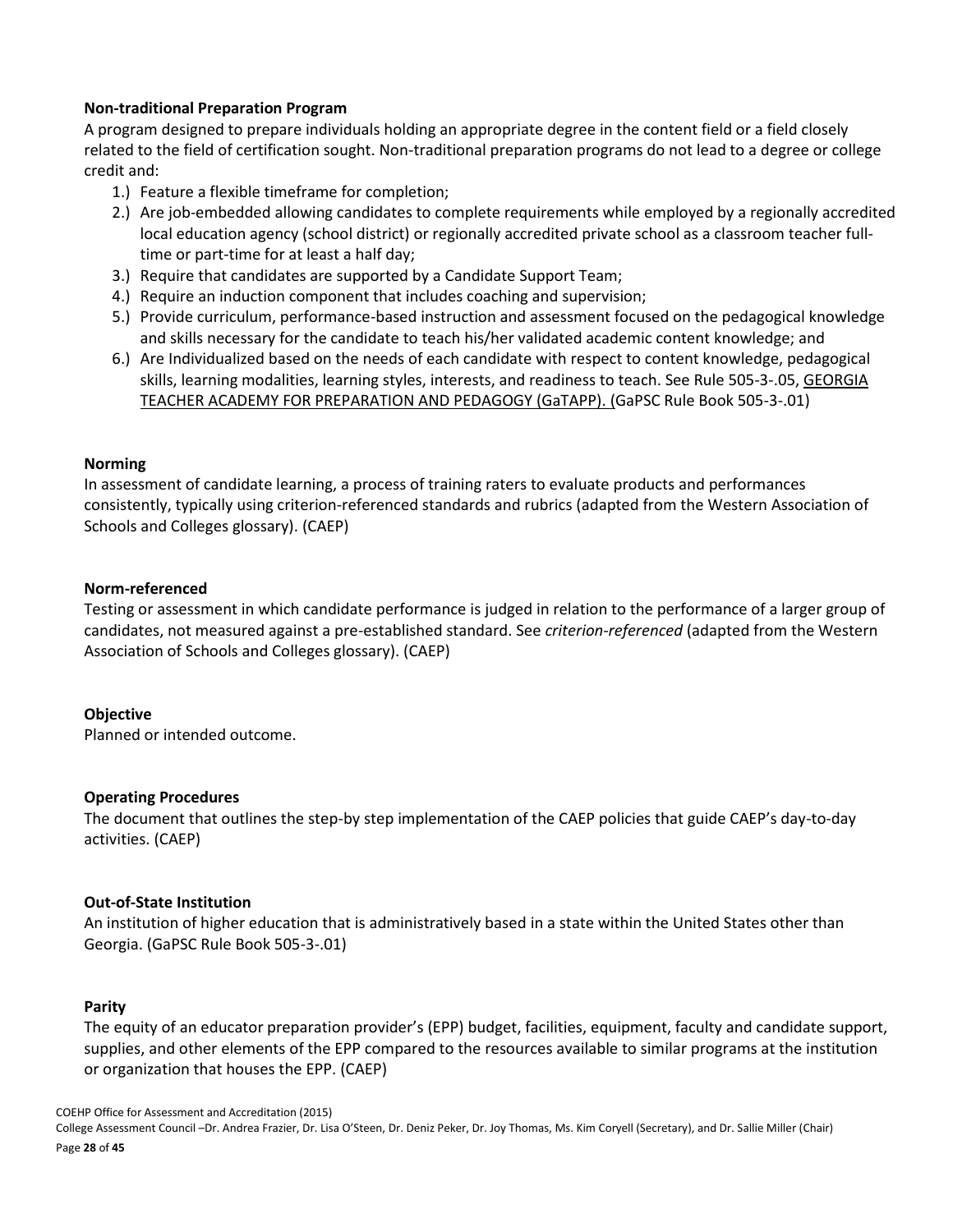**Non-traditional Preparation Program**

A program designed to prepare individuals holding an appropriate degree in the content field or a field closely related to the field of certification sought. Non-traditional preparation programs do not lead to a degree or college credit and:

1.) Feature a flexible timeframe for completion;
2.) Are job-embedded allowing candidates to complete requirements while employed by a regionally accredited local education agency (school district) or regionally accredited private school as a classroom teacher full-time or part-time for at least a half day;
3.) Require that candidates are supported by a Candidate Support Team;
4.) Require an induction component that includes coaching and supervision;
5.) Provide curriculum, performance-based instruction and assessment focused on the pedagogical knowledge and skills necessary for the candidate to teach his/her validated academic content knowledge; and
6.) Are Individualized based on the needs of each candidate with respect to content knowledge, pedagogical skills, learning modalities, learning styles, interests, and readiness to teach. See Rule 505-3-.05, GEORGIA TEACHER ACADEMY FOR PREPARATION AND PEDAGOGY (GaTAPP). (GaPSC Rule Book 505-3-.01)

**Norming**

In assessment of candidate learning, a process of training raters to evaluate products and performances consistently, typically using criterion-referenced standards and rubrics (adapted from the Western Association of Schools and Colleges glossary). (CAEP)

**Norm-referenced**

Testing or assessment in which candidate performance is judged in relation to the performance of a larger group of candidates, not measured against a pre-established standard. See *criterion-referenced* (adapted from the Western Association of Schools and Colleges glossary). (CAEP)

**Objective**

Planned or intended outcome.

**Operating Procedures**

The document that outlines the step-by step implementation of the CAEP policies that guide CAEP's day-to-day activities. (CAEP)

**Out-of-State Institution**

An institution of higher education that is administratively based in a state within the United States other than Georgia. (GaPSC Rule Book 505-3-.01)

**Parity**

The equity of an educator preparation provider's (EPP) budget, facilities, equipment, faculty and candidate support, supplies, and other elements of the EPP compared to the resources available to similar programs at the institution or organization that houses the EPP. (CAEP)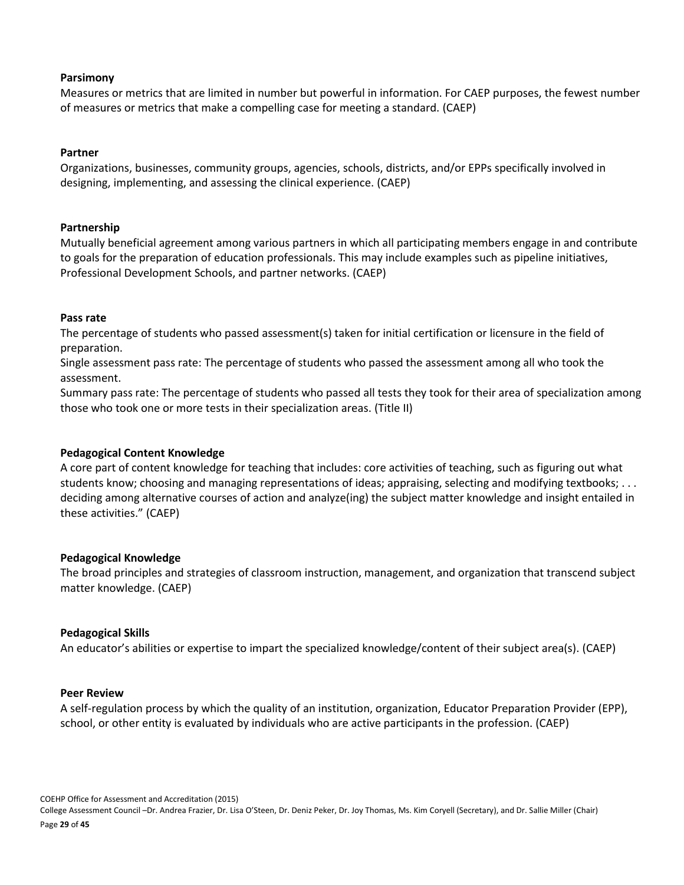**Parsimony**

Measures or metrics that are limited in number but powerful in information. For CAEP purposes, the fewest number of measures or metrics that make a compelling case for meeting a standard. (CAEP)

**Partner**

Organizations, businesses, community groups, agencies, schools, districts, and/or EPPs specifically involved in designing, implementing, and assessing the clinical experience. (CAEP)

**Partnership**

Mutually beneficial agreement among various partners in which all participating members engage in and contribute to goals for the preparation of education professionals. This may include examples such as pipeline initiatives, Professional Development Schools, and partner networks. (CAEP)

**Pass rate**

The percentage of students who passed assessment(s) taken for initial certification or licensure in the field of preparation.

Single assessment pass rate: The percentage of students who passed the assessment among all who took the assessment.

Summary pass rate: The percentage of students who passed all tests they took for their area of specialization among those who took one or more tests in their specialization areas. (Title II)

**Pedagogical Content Knowledge**

A core part of content knowledge for teaching that includes: core activities of teaching, such as figuring out what students know; choosing and managing representations of ideas; appraising, selecting and modifying textbooks; . . . deciding among alternative courses of action and analyze(ing) the subject matter knowledge and insight entailed in these activities." (CAEP)

**Pedagogical Knowledge**

The broad principles and strategies of classroom instruction, management, and organization that transcend subject matter knowledge. (CAEP)

**Pedagogical Skills**

An educator's abilities or expertise to impart the specialized knowledge/content of their subject area(s). (CAEP)

**Peer Review**

A self-regulation process by which the quality of an institution, organization, Educator Preparation Provider (EPP), school, or other entity is evaluated by individuals who are active participants in the profession. (CAEP)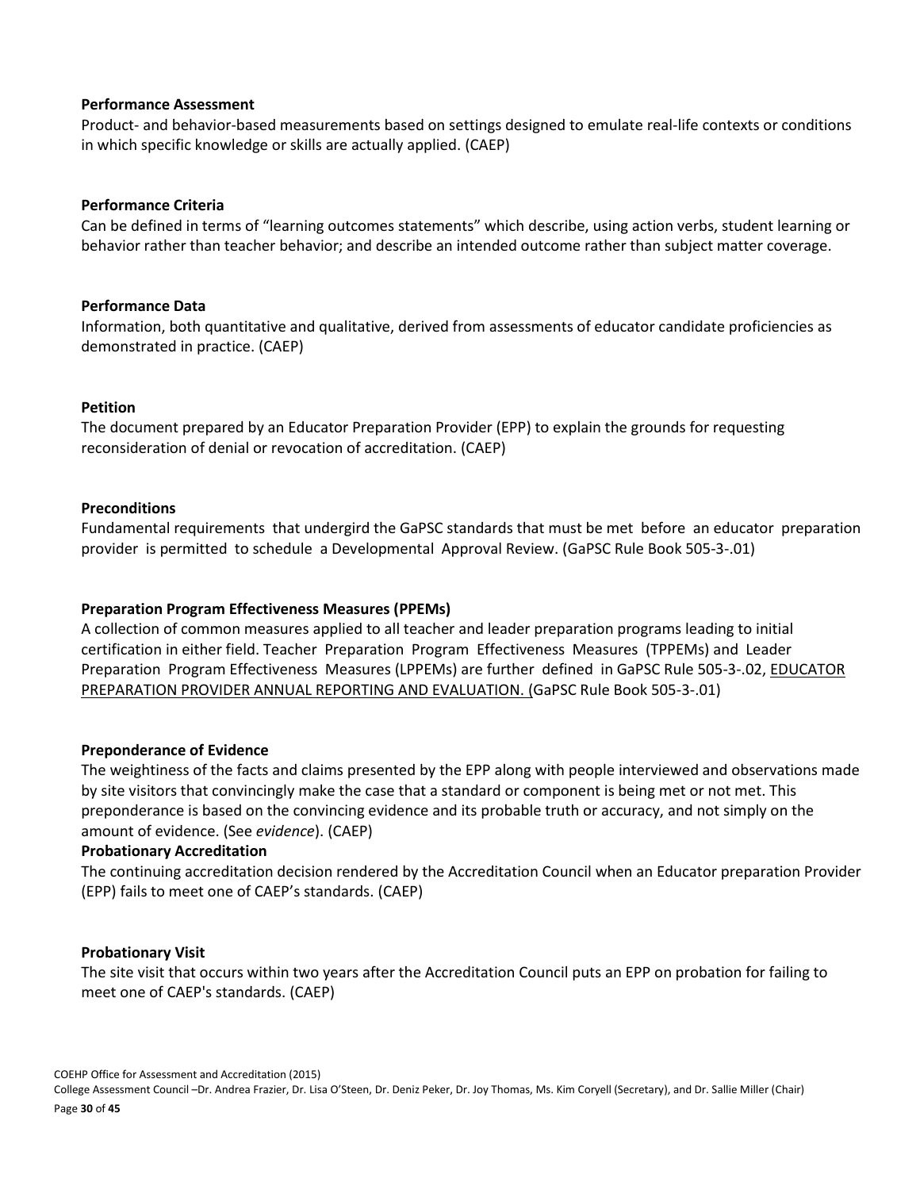**Performance Assessment**

Product- and behavior-based measurements based on settings designed to emulate real-life contexts or conditions in which specific knowledge or skills are actually applied. (CAEP)

**Performance Criteria**

Can be defined in terms of "learning outcomes statements" which describe, using action verbs, student learning or behavior rather than teacher behavior; and describe an intended outcome rather than subject matter coverage.

**Performance Data**

Information, both quantitative and qualitative, derived from assessments of educator candidate proficiencies as demonstrated in practice. (CAEP)

**Petition**

The document prepared by an Educator Preparation Provider (EPP) to explain the grounds for requesting reconsideration of denial or revocation of accreditation. (CAEP)

**Preconditions**

Fundamental requirements that undergird the GaPSC standards that must be met before an educator preparation provider is permitted to schedule a Developmental Approval Review. (GaPSC Rule Book 505-3-.01)

**Preparation Program Effectiveness Measures (PPEMs)**

A collection of common measures applied to all teacher and leader preparation programs leading to initial certification in either field. Teacher Preparation Program Effectiveness Measures (TPPEMs) and Leader Preparation Program Effectiveness Measures (LPPEMs) are further defined in GaPSC Rule 505-3-.02, EDUCATOR PREPARATION PROVIDER ANNUAL REPORTING AND EVALUATION. (GaPSC Rule Book 505-3-.01)

**Preponderance of Evidence**

The weightiness of the facts and claims presented by the EPP along with people interviewed and observations made by site visitors that convincingly make the case that a standard or component is being met or not met. This preponderance is based on the convincing evidence and its probable truth or accuracy, and not simply on the amount of evidence. (See *evidence*). (CAEP)

**Probationary Accreditation**

The continuing accreditation decision rendered by the Accreditation Council when an Educator preparation Provider (EPP) fails to meet one of CAEP's standards. (CAEP)

**Probationary Visit**

The site visit that occurs within two years after the Accreditation Council puts an EPP on probation for failing to meet one of CAEP's standards. (CAEP)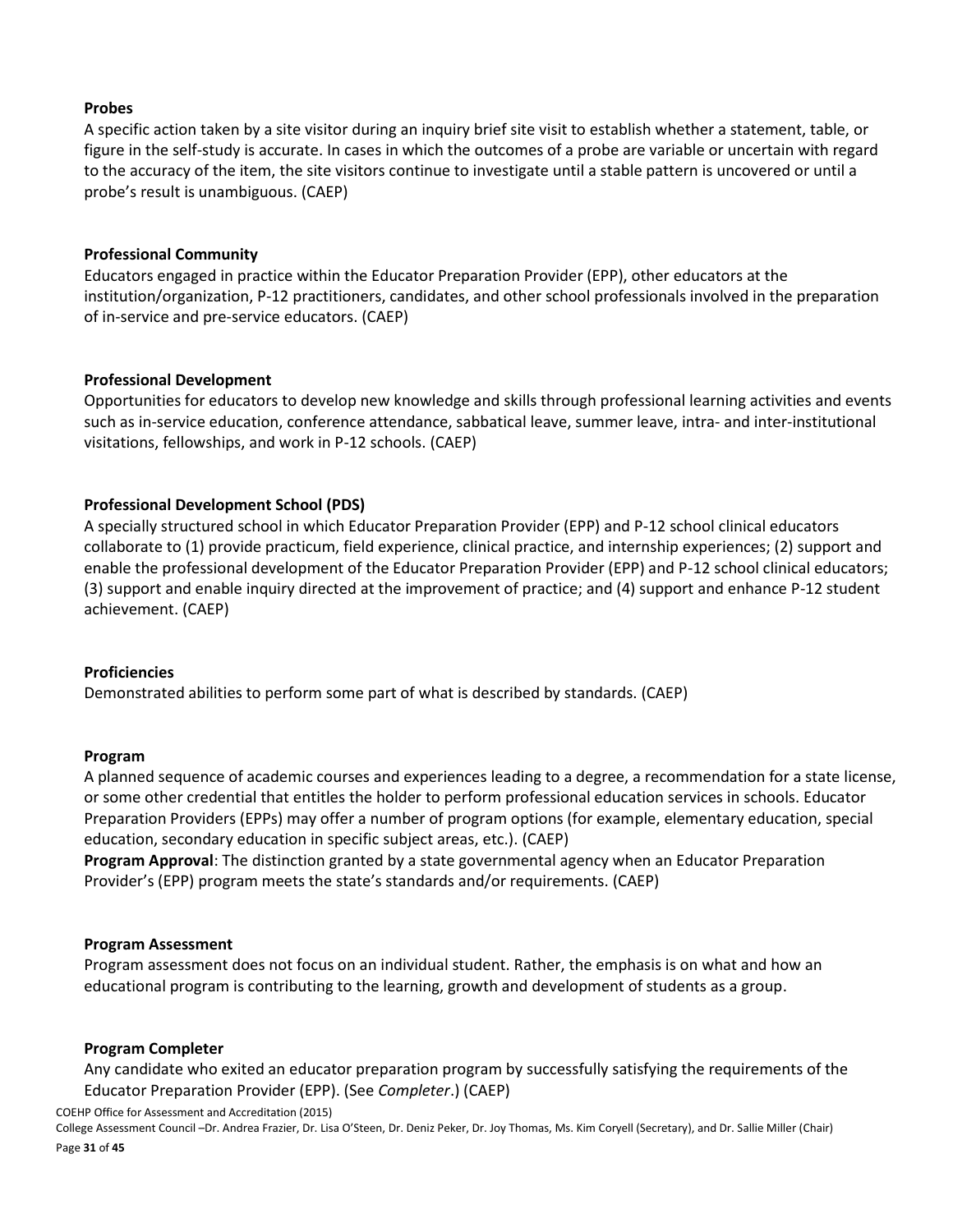**Probes**

A specific action taken by a site visitor during an inquiry brief site visit to establish whether a statement, table, or figure in the self-study is accurate. In cases in which the outcomes of a probe are variable or uncertain with regard to the accuracy of the item, the site visitors continue to investigate until a stable pattern is uncovered or until a probe's result is unambiguous. (CAEP)

**Professional Community**

Educators engaged in practice within the Educator Preparation Provider (EPP), other educators at the institution/organization, P-12 practitioners, candidates, and other school professionals involved in the preparation of in-service and pre-service educators. (CAEP)

**Professional Development**

Opportunities for educators to develop new knowledge and skills through professional learning activities and events such as in-service education, conference attendance, sabbatical leave, summer leave, intra- and inter-institutional visitations, fellowships, and work in P-12 schools. (CAEP)

**Professional Development School (PDS)**

A specially structured school in which Educator Preparation Provider (EPP) and P-12 school clinical educators collaborate to (1) provide practicum, field experience, clinical practice, and internship experiences; (2) support and enable the professional development of the Educator Preparation Provider (EPP) and P-12 school clinical educators; (3) support and enable inquiry directed at the improvement of practice; and (4) support and enhance P-12 student achievement. (CAEP)

**Proficiencies**

Demonstrated abilities to perform some part of what is described by standards. (CAEP)

**Program**

A planned sequence of academic courses and experiences leading to a degree, a recommendation for a state license, or some other credential that entitles the holder to perform professional education services in schools. Educator Preparation Providers (EPPs) may offer a number of program options (for example, elementary education, special education, secondary education in specific subject areas, etc.). (CAEP)

**Program Approval**: The distinction granted by a state governmental agency when an Educator Preparation Provider's (EPP) program meets the state's standards and/or requirements. (CAEP)

**Program Assessment**

Program assessment does not focus on an individual student. Rather, the emphasis is on what and how an educational program is contributing to the learning, growth and development of students as a group.

**Program Completer**

Any candidate who exited an educator preparation program by successfully satisfying the requirements of the Educator Preparation Provider (EPP). (See *Completer*.) (CAEP)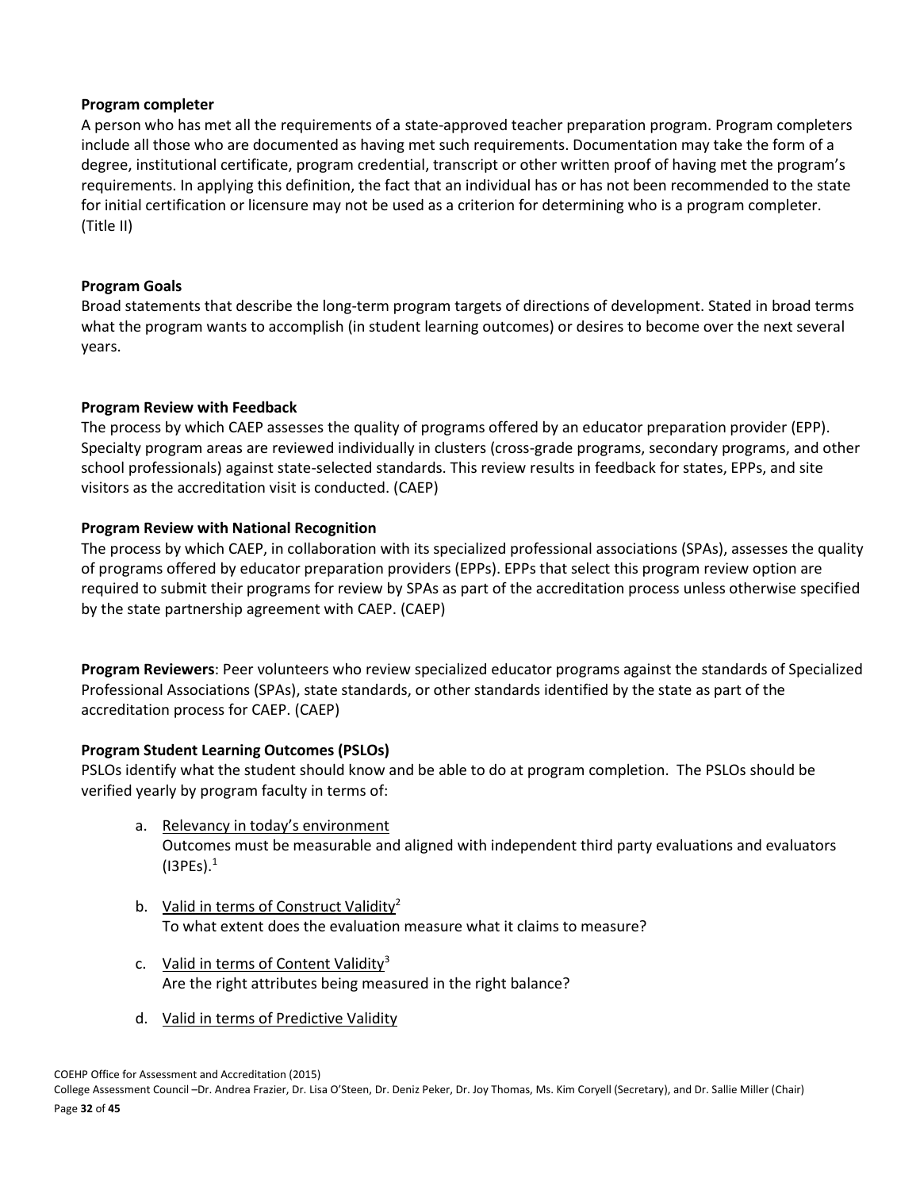**Program completer**

A person who has met all the requirements of a state-approved teacher preparation program. Program completers include all those who are documented as having met such requirements. Documentation may take the form of a degree, institutional certificate, program credential, transcript or other written proof of having met the program's requirements. In applying this definition, the fact that an individual has or has not been recommended to the state for initial certification or licensure may not be used as a criterion for determining who is a program completer. (Title II)

**Program Goals**

Broad statements that describe the long-term program targets of directions of development. Stated in broad terms what the program wants to accomplish (in student learning outcomes) or desires to become over the next several years.

**Program Review with Feedback**

The process by which CAEP assesses the quality of programs offered by an educator preparation provider (EPP). Specialty program areas are reviewed individually in clusters (cross-grade programs, secondary programs, and other school professionals) against state-selected standards. This review results in feedback for states, EPPs, and site visitors as the accreditation visit is conducted. (CAEP)

**Program Review with National Recognition**

The process by which CAEP, in collaboration with its specialized professional associations (SPAs), assesses the quality of programs offered by educator preparation providers (EPPs). EPPs that select this program review option are required to submit their programs for review by SPAs as part of the accreditation process unless otherwise specified by the state partnership agreement with CAEP. (CAEP)

**Program Reviewers**: Peer volunteers who review specialized educator programs against the standards of Specialized Professional Associations (SPAs), state standards, or other standards identified by the state as part of the accreditation process for CAEP. (CAEP)

**Program Student Learning Outcomes (PSLOs)**

PSLOs identify what the student should know and be able to do at program completion. The PSLOs should be verified yearly by program faculty in terms of:

a. Relevancy in today's environment
   Outcomes must be measurable and aligned with independent third party evaluations and evaluators (I3PEs).[1]

b. Valid in terms of Construct Validity[2]
   To what extent does the evaluation measure what it claims to measure?

c. Valid in terms of Content Validity[3]
   Are the right attributes being measured in the right balance?

d. Valid in terms of Predictive Validity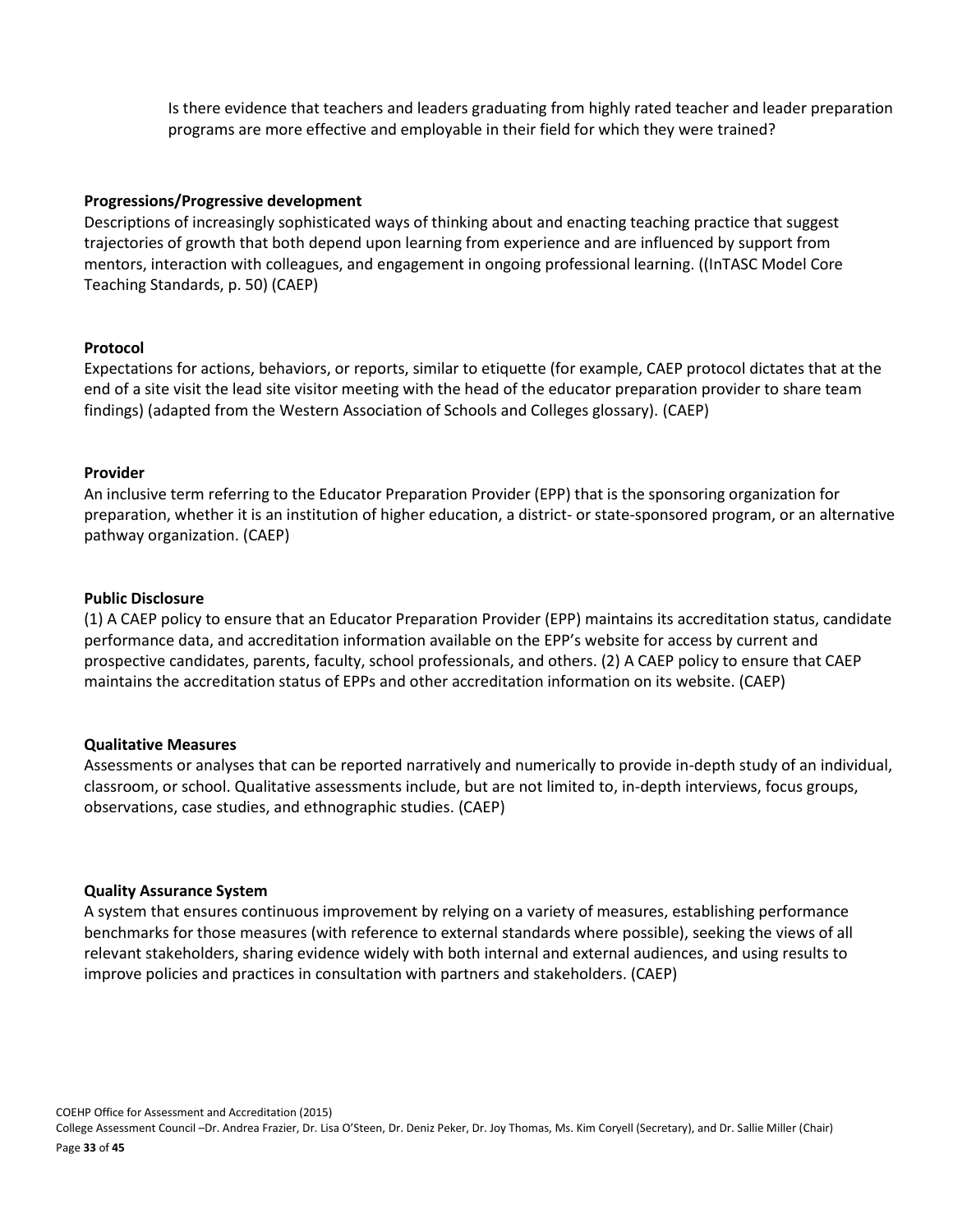Is there evidence that teachers and leaders graduating from highly rated teacher and leader preparation programs are more effective and employable in their field for which they were trained?

**Progressions/Progressive development**
Descriptions of increasingly sophisticated ways of thinking about and enacting teaching practice that suggest trajectories of growth that both depend upon learning from experience and are influenced by support from mentors, interaction with colleagues, and engagement in ongoing professional learning. ((InTASC Model Core Teaching Standards, p. 50) (CAEP)

**Protocol**
Expectations for actions, behaviors, or reports, similar to etiquette (for example, CAEP protocol dictates that at the end of a site visit the lead site visitor meeting with the head of the educator preparation provider to share team findings) (adapted from the Western Association of Schools and Colleges glossary). (CAEP)

**Provider**
An inclusive term referring to the Educator Preparation Provider (EPP) that is the sponsoring organization for preparation, whether it is an institution of higher education, a district- or state-sponsored program, or an alternative pathway organization. (CAEP)

**Public Disclosure**
(1) A CAEP policy to ensure that an Educator Preparation Provider (EPP) maintains its accreditation status, candidate performance data, and accreditation information available on the EPP's website for access by current and prospective candidates, parents, faculty, school professionals, and others. (2) A CAEP policy to ensure that CAEP maintains the accreditation status of EPPs and other accreditation information on its website. (CAEP)

**Qualitative Measures**
Assessments or analyses that can be reported narratively and numerically to provide in-depth study of an individual, classroom, or school. Qualitative assessments include, but are not limited to, in-depth interviews, focus groups, observations, case studies, and ethnographic studies. (CAEP)

**Quality Assurance System**
A system that ensures continuous improvement by relying on a variety of measures, establishing performance benchmarks for those measures (with reference to external standards where possible), seeking the views of all relevant stakeholders, sharing evidence widely with both internal and external audiences, and using results to improve policies and practices in consultation with partners and stakeholders. (CAEP)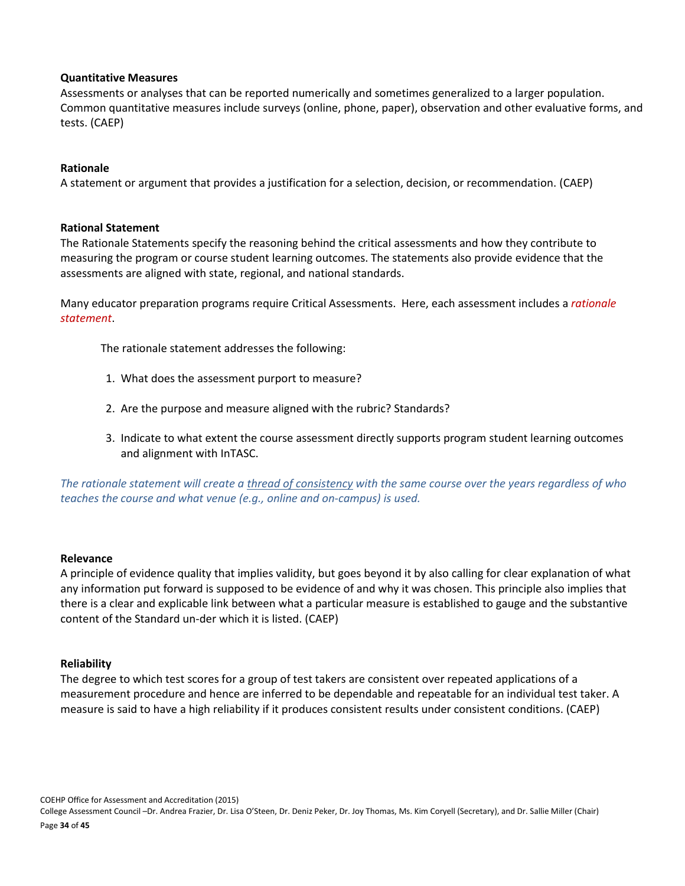**Quantitative Measures**

Assessments or analyses that can be reported numerically and sometimes generalized to a larger population. Common quantitative measures include surveys (online, phone, paper), observation and other evaluative forms, and tests. (CAEP)

**Rationale**

A statement or argument that provides a justification for a selection, decision, or recommendation. (CAEP)

**Rational Statement**

The Rationale Statements specify the reasoning behind the critical assessments and how they contribute to measuring the program or course student learning outcomes. The statements also provide evidence that the assessments are aligned with state, regional, and national standards.

Many educator preparation programs require Critical Assessments. Here, each assessment includes a *rationale statement*.

The rationale statement addresses the following:

1. What does the assessment purport to measure?
2. Are the purpose and measure aligned with the rubric? Standards?
3. Indicate to what extent the course assessment directly supports program student learning outcomes and alignment with InTASC.

*The rationale statement will create a thread of consistency with the same course over the years regardless of who teaches the course and what venue (e.g., online and on-campus) is used.*

**Relevance**

A principle of evidence quality that implies validity, but goes beyond it by also calling for clear explanation of what any information put forward is supposed to be evidence of and why it was chosen. This principle also implies that there is a clear and explicable link between what a particular measure is established to gauge and the substantive content of the Standard un-der which it is listed. (CAEP)

**Reliability**

The degree to which test scores for a group of test takers are consistent over repeated applications of a measurement procedure and hence are inferred to be dependable and repeatable for an individual test taker. A measure is said to have a high reliability if it produces consistent results under consistent conditions. (CAEP)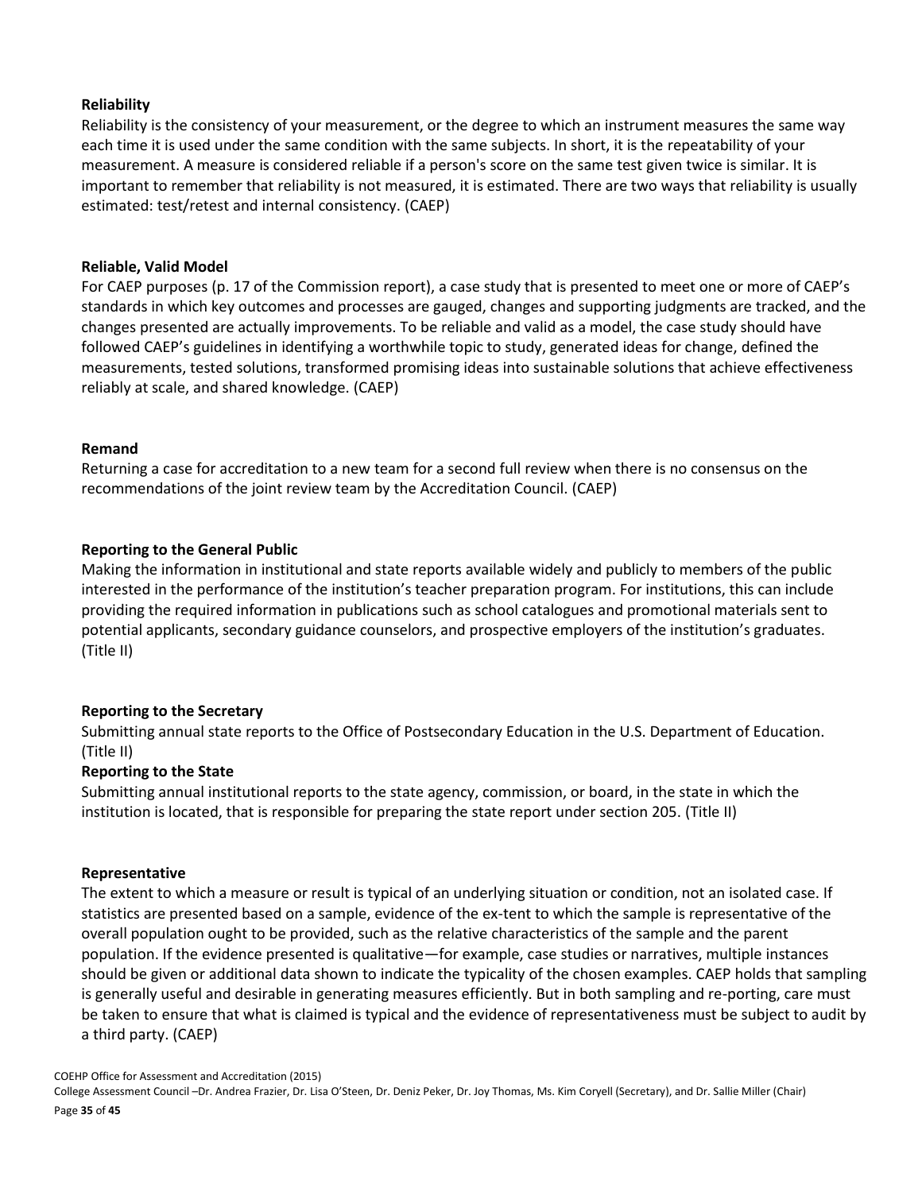**Reliability**

Reliability is the consistency of your measurement, or the degree to which an instrument measures the same way each time it is used under the same condition with the same subjects. In short, it is the repeatability of your measurement. A measure is considered reliable if a person's score on the same test given twice is similar. It is important to remember that reliability is not measured, it is estimated. There are two ways that reliability is usually estimated: test/retest and internal consistency. (CAEP)

**Reliable, Valid Model**

For CAEP purposes (p. 17 of the Commission report), a case study that is presented to meet one or more of CAEP's standards in which key outcomes and processes are gauged, changes and supporting judgments are tracked, and the changes presented are actually improvements. To be reliable and valid as a model, the case study should have followed CAEP's guidelines in identifying a worthwhile topic to study, generated ideas for change, defined the measurements, tested solutions, transformed promising ideas into sustainable solutions that achieve effectiveness reliably at scale, and shared knowledge. (CAEP)

**Remand**

Returning a case for accreditation to a new team for a second full review when there is no consensus on the recommendations of the joint review team by the Accreditation Council. (CAEP)

**Reporting to the General Public**

Making the information in institutional and state reports available widely and publicly to members of the public interested in the performance of the institution's teacher preparation program. For institutions, this can include providing the required information in publications such as school catalogues and promotional materials sent to potential applicants, secondary guidance counselors, and prospective employers of the institution's graduates. (Title II)

**Reporting to the Secretary**

Submitting annual state reports to the Office of Postsecondary Education in the U.S. Department of Education. (Title II)

**Reporting to the State**

Submitting annual institutional reports to the state agency, commission, or board, in the state in which the institution is located, that is responsible for preparing the state report under section 205. (Title II)

**Representative**

The extent to which a measure or result is typical of an underlying situation or condition, not an isolated case. If statistics are presented based on a sample, evidence of the ex-tent to which the sample is representative of the overall population ought to be provided, such as the relative characteristics of the sample and the parent population. If the evidence presented is qualitative—for example, case studies or narratives, multiple instances should be given or additional data shown to indicate the typicality of the chosen examples. CAEP holds that sampling is generally useful and desirable in generating measures efficiently. But in both sampling and re-porting, care must be taken to ensure that what is claimed is typical and the evidence of representativeness must be subject to audit by a third party. (CAEP)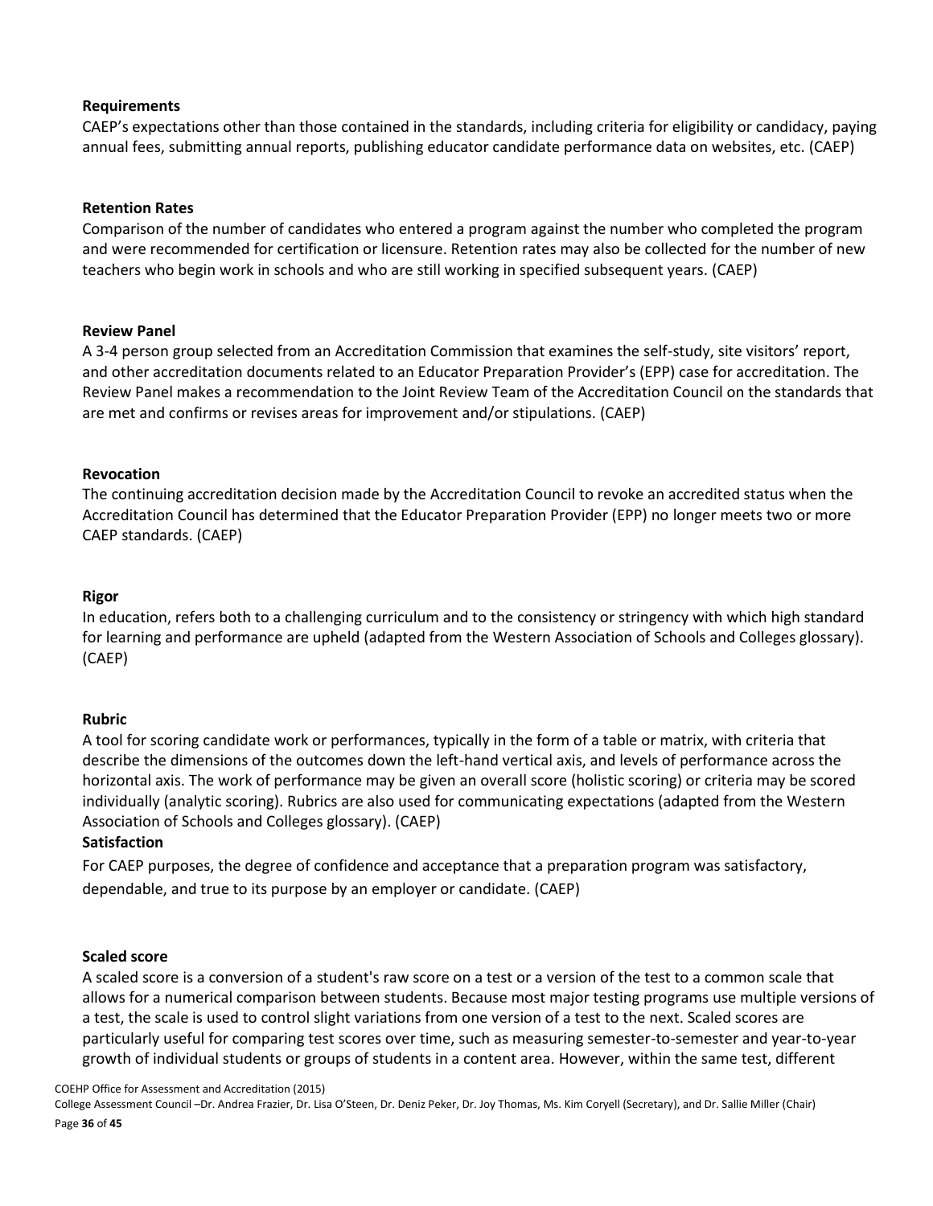**Requirements**

CAEP's expectations other than those contained in the standards, including criteria for eligibility or candidacy, paying annual fees, submitting annual reports, publishing educator candidate performance data on websites, etc. (CAEP)

**Retention Rates**

Comparison of the number of candidates who entered a program against the number who completed the program and were recommended for certification or licensure. Retention rates may also be collected for the number of new teachers who begin work in schools and who are still working in specified subsequent years. (CAEP)

**Review Panel**

A 3-4 person group selected from an Accreditation Commission that examines the self-study, site visitors' report, and other accreditation documents related to an Educator Preparation Provider's (EPP) case for accreditation. The Review Panel makes a recommendation to the Joint Review Team of the Accreditation Council on the standards that are met and confirms or revises areas for improvement and/or stipulations. (CAEP)

**Revocation**

The continuing accreditation decision made by the Accreditation Council to revoke an accredited status when the Accreditation Council has determined that the Educator Preparation Provider (EPP) no longer meets two or more CAEP standards. (CAEP)

**Rigor**

In education, refers both to a challenging curriculum and to the consistency or stringency with which high standard for learning and performance are upheld (adapted from the Western Association of Schools and Colleges glossary). (CAEP)

**Rubric**

A tool for scoring candidate work or performances, typically in the form of a table or matrix, with criteria that describe the dimensions of the outcomes down the left-hand vertical axis, and levels of performance across the horizontal axis. The work of performance may be given an overall score (holistic scoring) or criteria may be scored individually (analytic scoring). Rubrics are also used for communicating expectations (adapted from the Western Association of Schools and Colleges glossary). (CAEP)

**Satisfaction**

For CAEP purposes, the degree of confidence and acceptance that a preparation program was satisfactory, dependable, and true to its purpose by an employer or candidate. (CAEP)

**Scaled score**

A scaled score is a conversion of a student's raw score on a test or a version of the test to a common scale that allows for a numerical comparison between students. Because most major testing programs use multiple versions of a test, the scale is used to control slight variations from one version of a test to the next. Scaled scores are particularly useful for comparing test scores over time, such as measuring semester-to-semester and year-to-year growth of individual students or groups of students in a content area. However, within the same test, different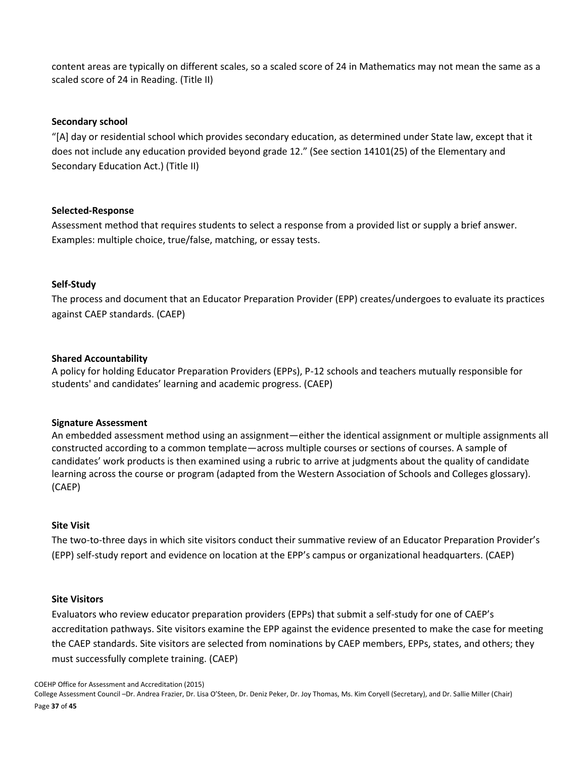content areas are typically on different scales, so a scaled score of 24 in Mathematics may not mean the same as a scaled score of 24 in Reading. (Title II)

**Secondary school**

"[A] day or residential school which provides secondary education, as determined under State law, except that it does not include any education provided beyond grade 12." (See section 14101(25) of the Elementary and Secondary Education Act.) (Title II)

**Selected-Response**

Assessment method that requires students to select a response from a provided list or supply a brief answer. Examples: multiple choice, true/false, matching, or essay tests.

**Self-Study**

The process and document that an Educator Preparation Provider (EPP) creates/undergoes to evaluate its practices against CAEP standards. (CAEP)

**Shared Accountability**

A policy for holding Educator Preparation Providers (EPPs), P-12 schools and teachers mutually responsible for students' and candidates' learning and academic progress. (CAEP)

**Signature Assessment**

An embedded assessment method using an assignment—either the identical assignment or multiple assignments all constructed according to a common template—across multiple courses or sections of courses. A sample of candidates' work products is then examined using a rubric to arrive at judgments about the quality of candidate learning across the course or program (adapted from the Western Association of Schools and Colleges glossary). (CAEP)

**Site Visit**

The two-to-three days in which site visitors conduct their summative review of an Educator Preparation Provider's (EPP) self-study report and evidence on location at the EPP's campus or organizational headquarters. (CAEP)

**Site Visitors**

Evaluators who review educator preparation providers (EPPs) that submit a self-study for one of CAEP's accreditation pathways. Site visitors examine the EPP against the evidence presented to make the case for meeting the CAEP standards. Site visitors are selected from nominations by CAEP members, EPPs, states, and others; they must successfully complete training. (CAEP)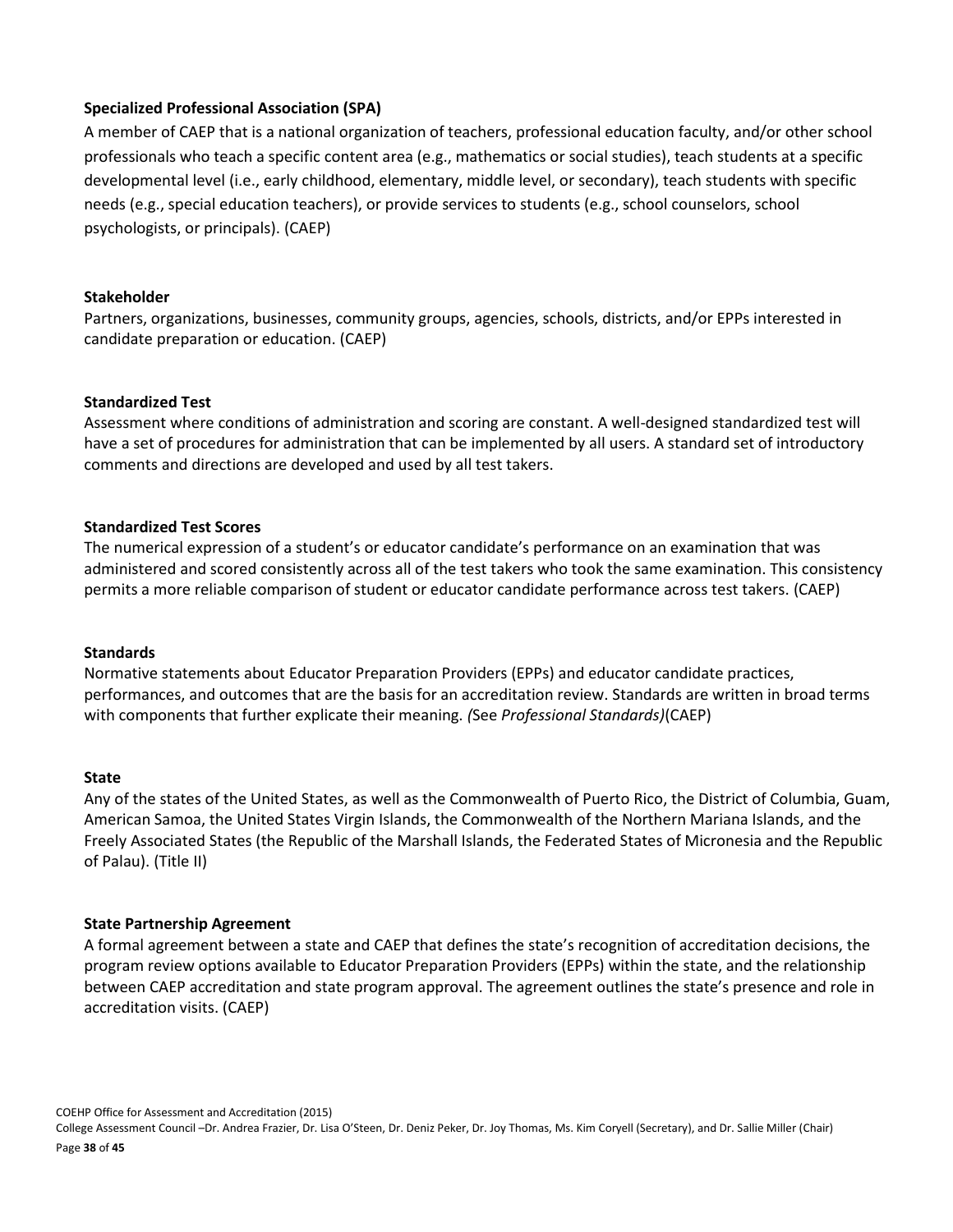**Specialized Professional Association (SPA)**
A member of CAEP that is a national organization of teachers, professional education faculty, and/or other school professionals who teach a specific content area (e.g., mathematics or social studies), teach students at a specific developmental level (i.e., early childhood, elementary, middle level, or secondary), teach students with specific needs (e.g., special education teachers), or provide services to students (e.g., school counselors, school psychologists, or principals). (CAEP)

**Stakeholder**
Partners, organizations, businesses, community groups, agencies, schools, districts, and/or EPPs interested in candidate preparation or education. (CAEP)

**Standardized Test**
Assessment where conditions of administration and scoring are constant. A well-designed standardized test will have a set of procedures for administration that can be implemented by all users. A standard set of introductory comments and directions are developed and used by all test takers.

**Standardized Test Scores**
The numerical expression of a student's or educator candidate's performance on an examination that was administered and scored consistently across all of the test takers who took the same examination. This consistency permits a more reliable comparison of student or educator candidate performance across test takers. (CAEP)

**Standards**
Normative statements about Educator Preparation Providers (EPPs) and educator candidate practices, performances, and outcomes that are the basis for an accreditation review. Standards are written in broad terms with components that further explicate their meaning. *(*See *Professional Standards)*(CAEP)

**State**
Any of the states of the United States, as well as the Commonwealth of Puerto Rico, the District of Columbia, Guam, American Samoa, the United States Virgin Islands, the Commonwealth of the Northern Mariana Islands, and the Freely Associated States (the Republic of the Marshall Islands, the Federated States of Micronesia and the Republic of Palau). (Title II)

**State Partnership Agreement**
A formal agreement between a state and CAEP that defines the state's recognition of accreditation decisions, the program review options available to Educator Preparation Providers (EPPs) within the state, and the relationship between CAEP accreditation and state program approval. The agreement outlines the state's presence and role in accreditation visits. (CAEP)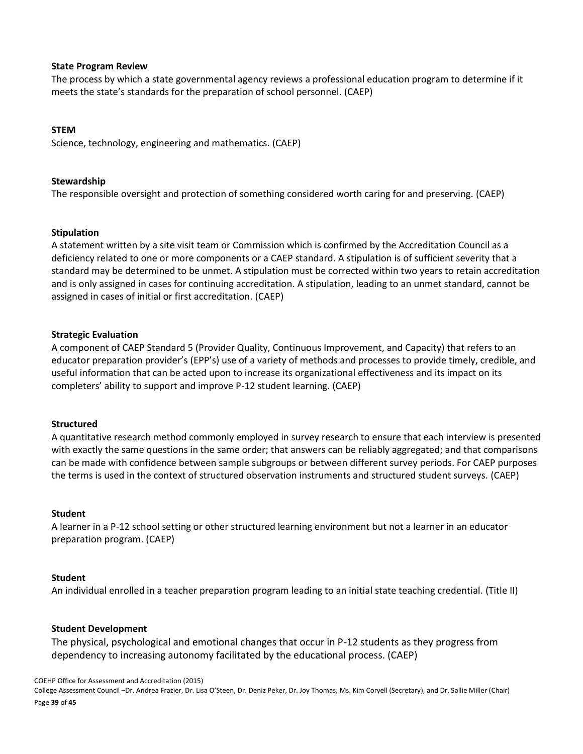**State Program Review**
The process by which a state governmental agency reviews a professional education program to determine if it meets the state's standards for the preparation of school personnel. (CAEP)

**STEM**
Science, technology, engineering and mathematics. (CAEP)

**Stewardship**
The responsible oversight and protection of something considered worth caring for and preserving. (CAEP)

**Stipulation**
A statement written by a site visit team or Commission which is confirmed by the Accreditation Council as a deficiency related to one or more components or a CAEP standard. A stipulation is of sufficient severity that a standard may be determined to be unmet. A stipulation must be corrected within two years to retain accreditation and is only assigned in cases for continuing accreditation. A stipulation, leading to an unmet standard, cannot be assigned in cases of initial or first accreditation. (CAEP)

**Strategic Evaluation**
A component of CAEP Standard 5 (Provider Quality, Continuous Improvement, and Capacity) that refers to an educator preparation provider's (EPP's) use of a variety of methods and processes to provide timely, credible, and useful information that can be acted upon to increase its organizational effectiveness and its impact on its completers' ability to support and improve P-12 student learning. (CAEP)

**Structured**
A quantitative research method commonly employed in survey research to ensure that each interview is presented with exactly the same questions in the same order; that answers can be reliably aggregated; and that comparisons can be made with confidence between sample subgroups or between different survey periods. For CAEP purposes the terms is used in the context of structured observation instruments and structured student surveys. (CAEP)

**Student**
A learner in a P-12 school setting or other structured learning environment but not a learner in an educator preparation program. (CAEP)

**Student**
An individual enrolled in a teacher preparation program leading to an initial state teaching credential. (Title II)

**Student Development**
The physical, psychological and emotional changes that occur in P-12 students as they progress from dependency to increasing autonomy facilitated by the educational process. (CAEP)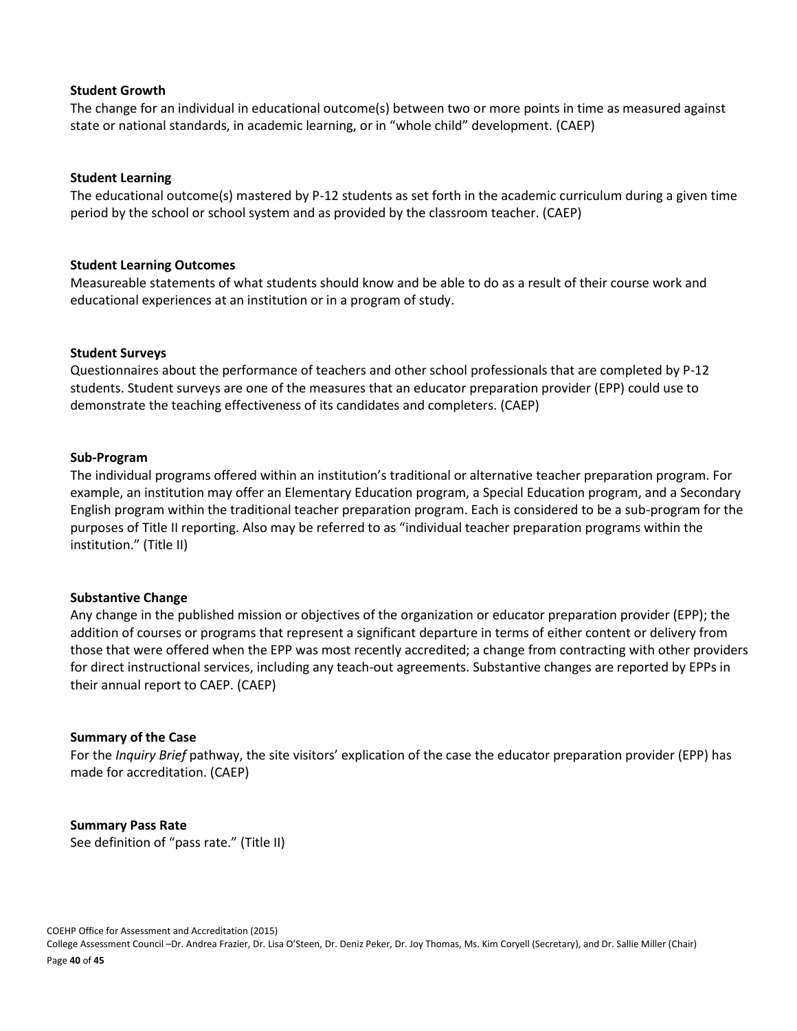**Student Growth**

The change for an individual in educational outcome(s) between two or more points in time as measured against state or national standards, in academic learning, or in "whole child" development. (CAEP)

**Student Learning**

The educational outcome(s) mastered by P-12 students as set forth in the academic curriculum during a given time period by the school or school system and as provided by the classroom teacher. (CAEP)

**Student Learning Outcomes**

Measureable statements of what students should know and be able to do as a result of their course work and educational experiences at an institution or in a program of study.

**Student Surveys**

Questionnaires about the performance of teachers and other school professionals that are completed by P-12 students. Student surveys are one of the measures that an educator preparation provider (EPP) could use to demonstrate the teaching effectiveness of its candidates and completers. (CAEP)

**Sub-Program**

The individual programs offered within an institution's traditional or alternative teacher preparation program. For example, an institution may offer an Elementary Education program, a Special Education program, and a Secondary English program within the traditional teacher preparation program. Each is considered to be a sub-program for the purposes of Title II reporting. Also may be referred to as "individual teacher preparation programs within the institution." (Title II)

**Substantive Change**

Any change in the published mission or objectives of the organization or educator preparation provider (EPP); the addition of courses or programs that represent a significant departure in terms of either content or delivery from those that were offered when the EPP was most recently accredited; a change from contracting with other providers for direct instructional services, including any teach-out agreements. Substantive changes are reported by EPPs in their annual report to CAEP. (CAEP)

**Summary of the Case**

For the *Inquiry Brief* pathway, the site visitors' explication of the case the educator preparation provider (EPP) has made for accreditation. (CAEP)

**Summary Pass Rate**

See definition of "pass rate." (Title II)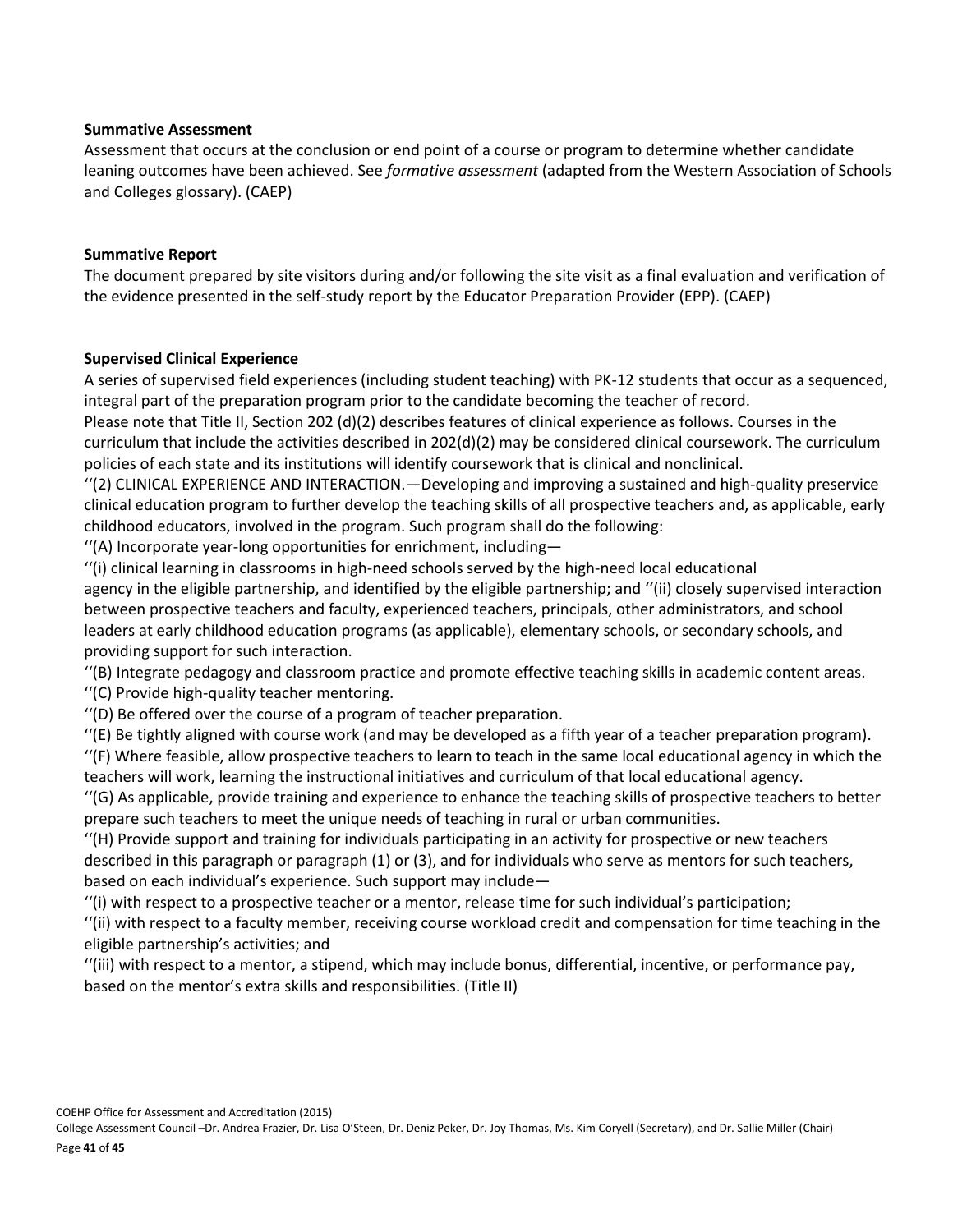**Summative Assessment**

Assessment that occurs at the conclusion or end point of a course or program to determine whether candidate leaning outcomes have been achieved. See *formative assessment* (adapted from the Western Association of Schools and Colleges glossary). (CAEP)

**Summative Report**

The document prepared by site visitors during and/or following the site visit as a final evaluation and verification of the evidence presented in the self-study report by the Educator Preparation Provider (EPP). (CAEP)

**Supervised Clinical Experience**

A series of supervised field experiences (including student teaching) with PK-12 students that occur as a sequenced, integral part of the preparation program prior to the candidate becoming the teacher of record.

Please note that Title II, Section 202 (d)(2) describes features of clinical experience as follows. Courses in the curriculum that include the activities described in 202(d)(2) may be considered clinical coursework. The curriculum policies of each state and its institutions will identify coursework that is clinical and nonclinical.

''(2) CLINICAL EXPERIENCE AND INTERACTION.—Developing and improving a sustained and high-quality preservice clinical education program to further develop the teaching skills of all prospective teachers and, as applicable, early childhood educators, involved in the program. Such program shall do the following:

''(A) Incorporate year-long opportunities for enrichment, including—

''(i) clinical learning in classrooms in high-need schools served by the high-need local educational agency in the eligible partnership, and identified by the eligible partnership; and ''(ii) closely supervised interaction between prospective teachers and faculty, experienced teachers, principals, other administrators, and school leaders at early childhood education programs (as applicable), elementary schools, or secondary schools, and providing support for such interaction.

''(B) Integrate pedagogy and classroom practice and promote effective teaching skills in academic content areas.

''(C) Provide high-quality teacher mentoring.

''(D) Be offered over the course of a program of teacher preparation.

''(E) Be tightly aligned with course work (and may be developed as a fifth year of a teacher preparation program).

''(F) Where feasible, allow prospective teachers to learn to teach in the same local educational agency in which the teachers will work, learning the instructional initiatives and curriculum of that local educational agency.

''(G) As applicable, provide training and experience to enhance the teaching skills of prospective teachers to better prepare such teachers to meet the unique needs of teaching in rural or urban communities.

''(H) Provide support and training for individuals participating in an activity for prospective or new teachers described in this paragraph or paragraph (1) or (3), and for individuals who serve as mentors for such teachers, based on each individual's experience. Such support may include—

''(i) with respect to a prospective teacher or a mentor, release time for such individual's participation;

''(ii) with respect to a faculty member, receiving course workload credit and compensation for time teaching in the eligible partnership's activities; and

''(iii) with respect to a mentor, a stipend, which may include bonus, differential, incentive, or performance pay, based on the mentor's extra skills and responsibilities. (Title II)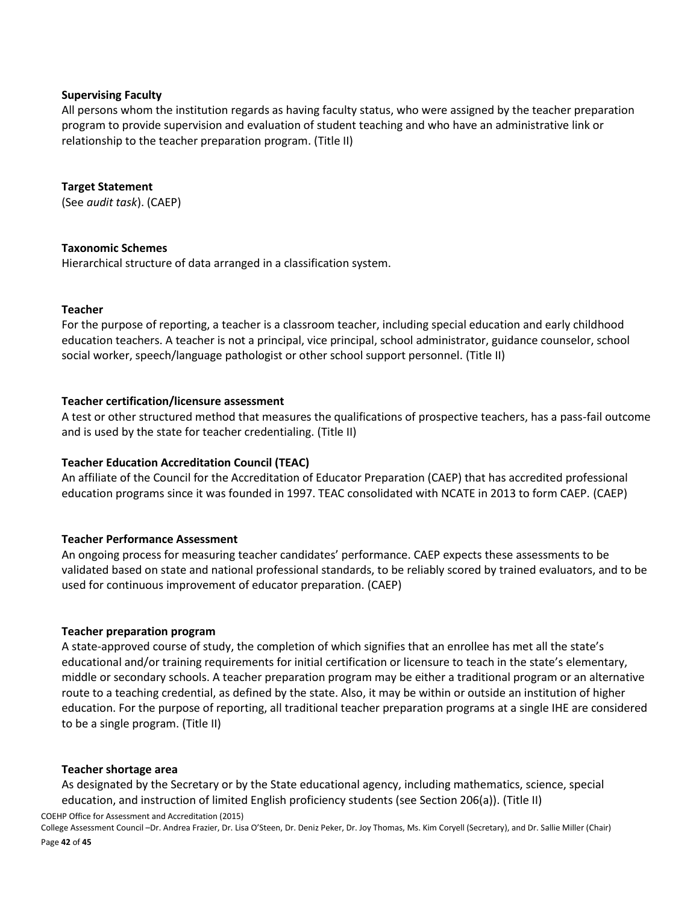**Supervising Faculty**

All persons whom the institution regards as having faculty status, who were assigned by the teacher preparation program to provide supervision and evaluation of student teaching and who have an administrative link or relationship to the teacher preparation program. (Title II)

**Target Statement**

(See *audit task*). (CAEP)

**Taxonomic Schemes**

Hierarchical structure of data arranged in a classification system.

**Teacher**

For the purpose of reporting, a teacher is a classroom teacher, including special education and early childhood education teachers. A teacher is not a principal, vice principal, school administrator, guidance counselor, school social worker, speech/language pathologist or other school support personnel. (Title II)

**Teacher certification/licensure assessment**

A test or other structured method that measures the qualifications of prospective teachers, has a pass-fail outcome and is used by the state for teacher credentialing. (Title II)

**Teacher Education Accreditation Council (TEAC)**

An affiliate of the Council for the Accreditation of Educator Preparation (CAEP) that has accredited professional education programs since it was founded in 1997. TEAC consolidated with NCATE in 2013 to form CAEP. (CAEP)

**Teacher Performance Assessment**

An ongoing process for measuring teacher candidates' performance. CAEP expects these assessments to be validated based on state and national professional standards, to be reliably scored by trained evaluators, and to be used for continuous improvement of educator preparation. (CAEP)

**Teacher preparation program**

A state-approved course of study, the completion of which signifies that an enrollee has met all the state's educational and/or training requirements for initial certification or licensure to teach in the state's elementary, middle or secondary schools. A teacher preparation program may be either a traditional program or an alternative route to a teaching credential, as defined by the state. Also, it may be within or outside an institution of higher education. For the purpose of reporting, all traditional teacher preparation programs at a single IHE are considered to be a single program. (Title II)

**Teacher shortage area**

As designated by the Secretary or by the State educational agency, including mathematics, science, special education, and instruction of limited English proficiency students (see Section 206(a)). (Title II)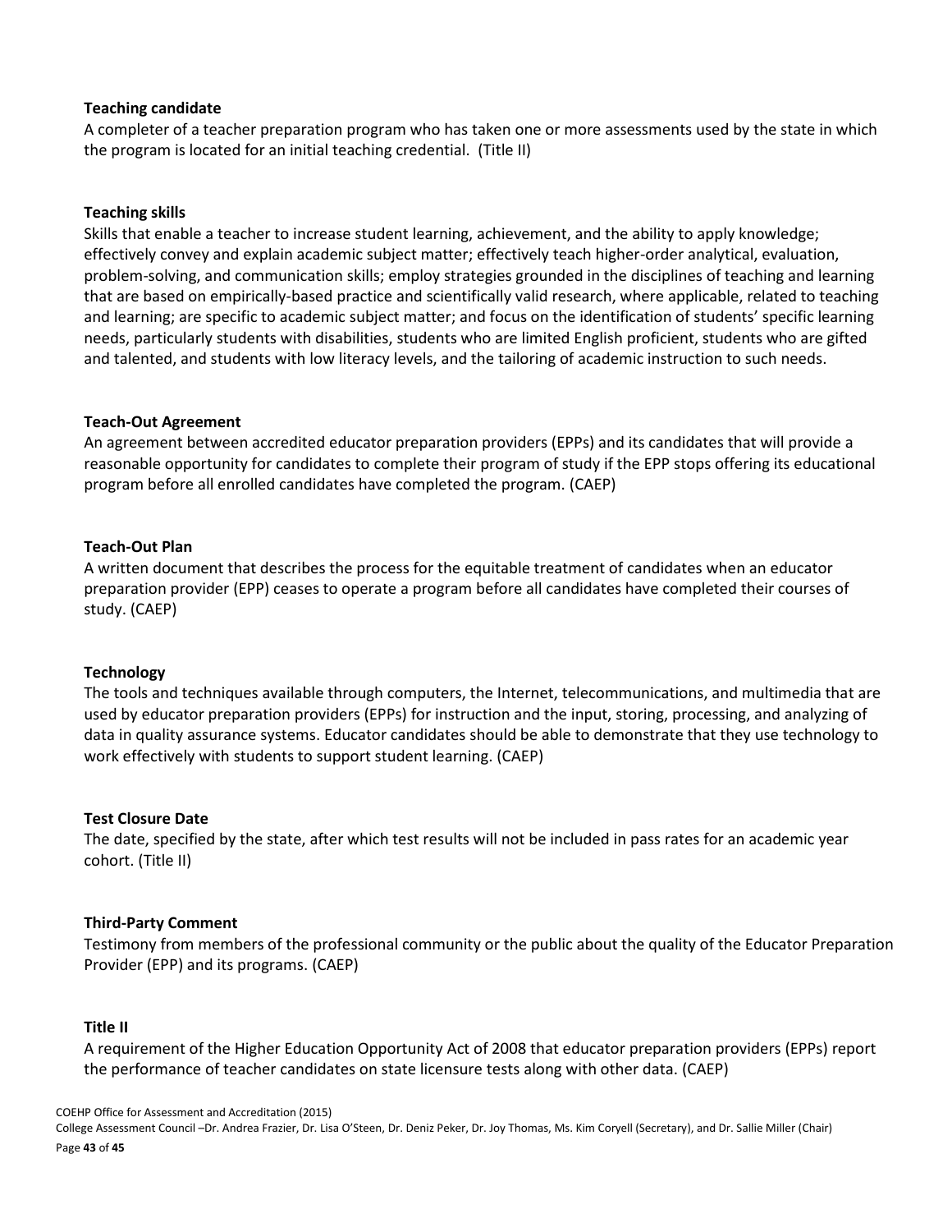**Teaching candidate**

A completer of a teacher preparation program who has taken one or more assessments used by the state in which the program is located for an initial teaching credential. (Title II)

**Teaching skills**

Skills that enable a teacher to increase student learning, achievement, and the ability to apply knowledge; effectively convey and explain academic subject matter; effectively teach higher-order analytical, evaluation, problem-solving, and communication skills; employ strategies grounded in the disciplines of teaching and learning that are based on empirically-based practice and scientifically valid research, where applicable, related to teaching and learning; are specific to academic subject matter; and focus on the identification of students' specific learning needs, particularly students with disabilities, students who are limited English proficient, students who are gifted and talented, and students with low literacy levels, and the tailoring of academic instruction to such needs.

**Teach-Out Agreement**

An agreement between accredited educator preparation providers (EPPs) and its candidates that will provide a reasonable opportunity for candidates to complete their program of study if the EPP stops offering its educational program before all enrolled candidates have completed the program. (CAEP)

**Teach-Out Plan**

A written document that describes the process for the equitable treatment of candidates when an educator preparation provider (EPP) ceases to operate a program before all candidates have completed their courses of study. (CAEP)

**Technology**

The tools and techniques available through computers, the Internet, telecommunications, and multimedia that are used by educator preparation providers (EPPs) for instruction and the input, storing, processing, and analyzing of data in quality assurance systems. Educator candidates should be able to demonstrate that they use technology to work effectively with students to support student learning. (CAEP)

**Test Closure Date**

The date, specified by the state, after which test results will not be included in pass rates for an academic year cohort. (Title II)

**Third-Party Comment**

Testimony from members of the professional community or the public about the quality of the Educator Preparation Provider (EPP) and its programs. (CAEP)

**Title II**

A requirement of the Higher Education Opportunity Act of 2008 that educator preparation providers (EPPs) report the performance of teacher candidates on state licensure tests along with other data. (CAEP)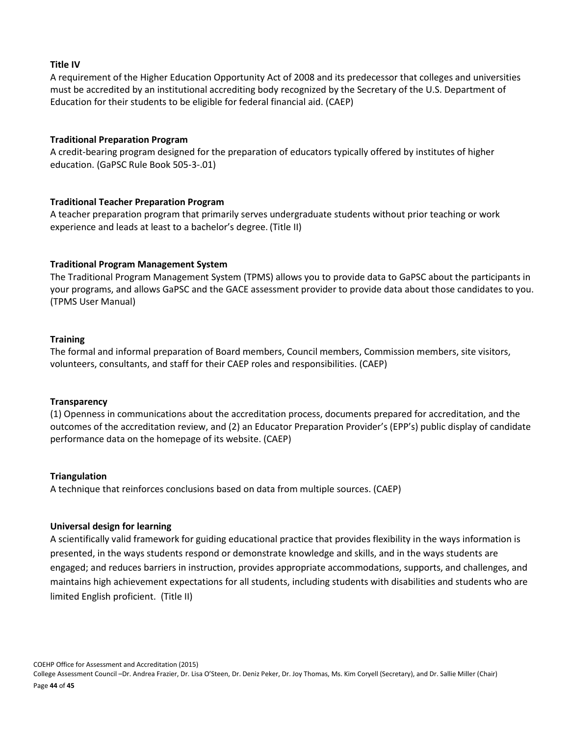**Title IV**

A requirement of the Higher Education Opportunity Act of 2008 and its predecessor that colleges and universities must be accredited by an institutional accrediting body recognized by the Secretary of the U.S. Department of Education for their students to be eligible for federal financial aid. (CAEP)

**Traditional Preparation Program**

A credit-bearing program designed for the preparation of educators typically offered by institutes of higher education. (GaPSC Rule Book 505-3-.01)

**Traditional Teacher Preparation Program**

A teacher preparation program that primarily serves undergraduate students without prior teaching or work experience and leads at least to a bachelor's degree. (Title II)

**Traditional Program Management System**

The Traditional Program Management System (TPMS) allows you to provide data to GaPSC about the participants in your programs, and allows GaPSC and the GACE assessment provider to provide data about those candidates to you. (TPMS User Manual)

**Training**

The formal and informal preparation of Board members, Council members, Commission members, site visitors, volunteers, consultants, and staff for their CAEP roles and responsibilities. (CAEP)

**Transparency**

(1) Openness in communications about the accreditation process, documents prepared for accreditation, and the outcomes of the accreditation review, and (2) an Educator Preparation Provider's (EPP's) public display of candidate performance data on the homepage of its website. (CAEP)

**Triangulation**

A technique that reinforces conclusions based on data from multiple sources. (CAEP)

**Universal design for learning**

A scientifically valid framework for guiding educational practice that provides flexibility in the ways information is presented, in the ways students respond or demonstrate knowledge and skills, and in the ways students are engaged; and reduces barriers in instruction, provides appropriate accommodations, supports, and challenges, and maintains high achievement expectations for all students, including students with disabilities and students who are limited English proficient. (Title II)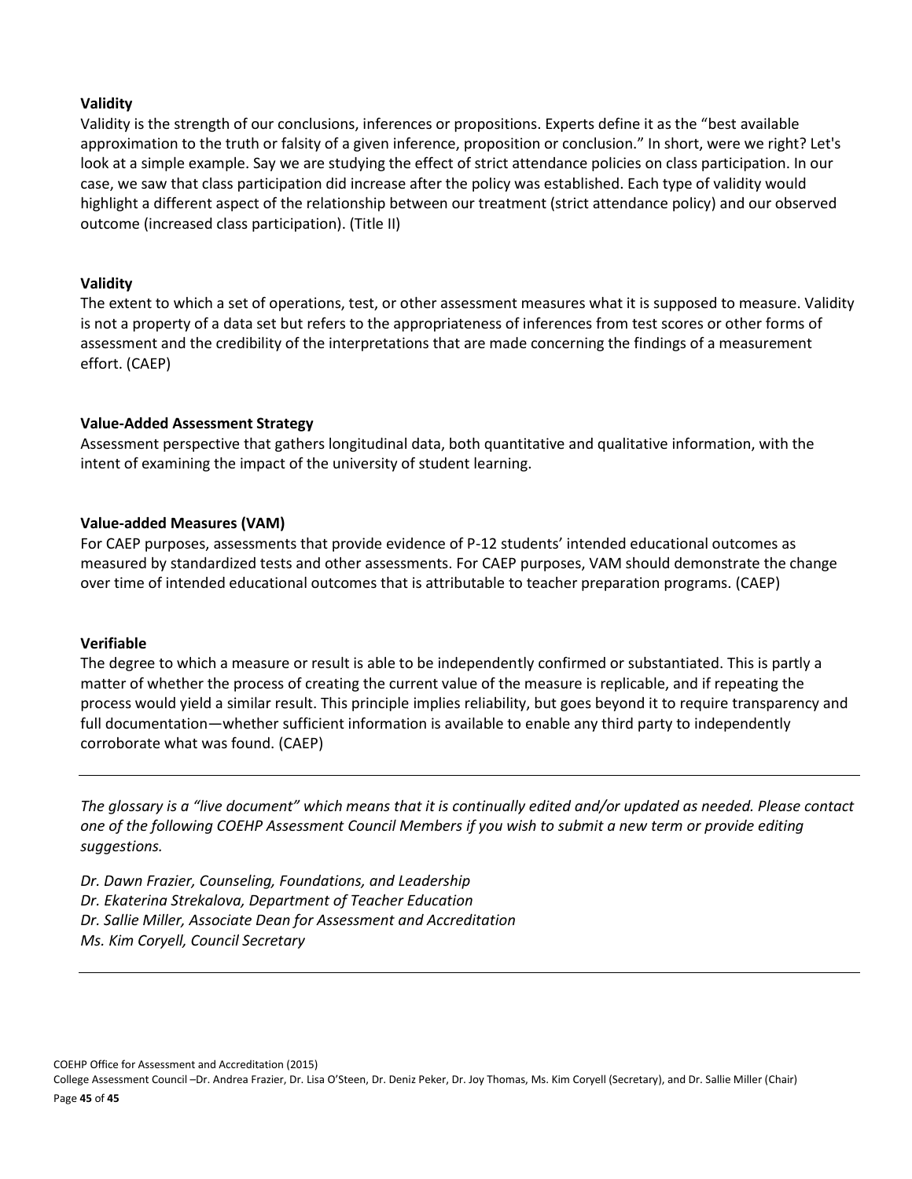**Validity**

Validity is the strength of our conclusions, inferences or propositions. Experts define it as the "best available approximation to the truth or falsity of a given inference, proposition or conclusion." In short, were we right? Let's look at a simple example. Say we are studying the effect of strict attendance policies on class participation. In our case, we saw that class participation did increase after the policy was established. Each type of validity would highlight a different aspect of the relationship between our treatment (strict attendance policy) and our observed outcome (increased class participation). (Title II)

**Validity**

The extent to which a set of operations, test, or other assessment measures what it is supposed to measure. Validity is not a property of a data set but refers to the appropriateness of inferences from test scores or other forms of assessment and the credibility of the interpretations that are made concerning the findings of a measurement effort. (CAEP)

**Value-Added Assessment Strategy**

Assessment perspective that gathers longitudinal data, both quantitative and qualitative information, with the intent of examining the impact of the university of student learning.

**Value-added Measures (VAM)**

For CAEP purposes, assessments that provide evidence of P-12 students' intended educational outcomes as measured by standardized tests and other assessments. For CAEP purposes, VAM should demonstrate the change over time of intended educational outcomes that is attributable to teacher preparation programs. (CAEP)

**Verifiable**

The degree to which a measure or result is able to be independently confirmed or substantiated. This is partly a matter of whether the process of creating the current value of the measure is replicable, and if repeating the process would yield a similar result. This principle implies reliability, but goes beyond it to require transparency and full documentation—whether sufficient information is available to enable any third party to independently corroborate what was found. (CAEP)

---

*The glossary is a "live document" which means that it is continually edited and/or updated as needed. Please contact one of the following COEHP Assessment Council Members if you wish to submit a new term or provide editing suggestions.*

*Dr. Dawn Frazier, Counseling, Foundations, and Leadership*
*Dr. Ekaterina Strekalova, Department of Teacher Education*
*Dr. Sallie Miller, Associate Dean for Assessment and Accreditation*
*Ms. Kim Coryell, Council Secretary*

---

COEHP Office for Assessment and Accreditation (2015)
College Assessment Council –Dr. Andrea Frazier, Dr. Lisa O'Steen, Dr. Deniz Peker, Dr. Joy Thomas, Ms. Kim Coryell (Secretary), and Dr. Sallie Miller (Chair)